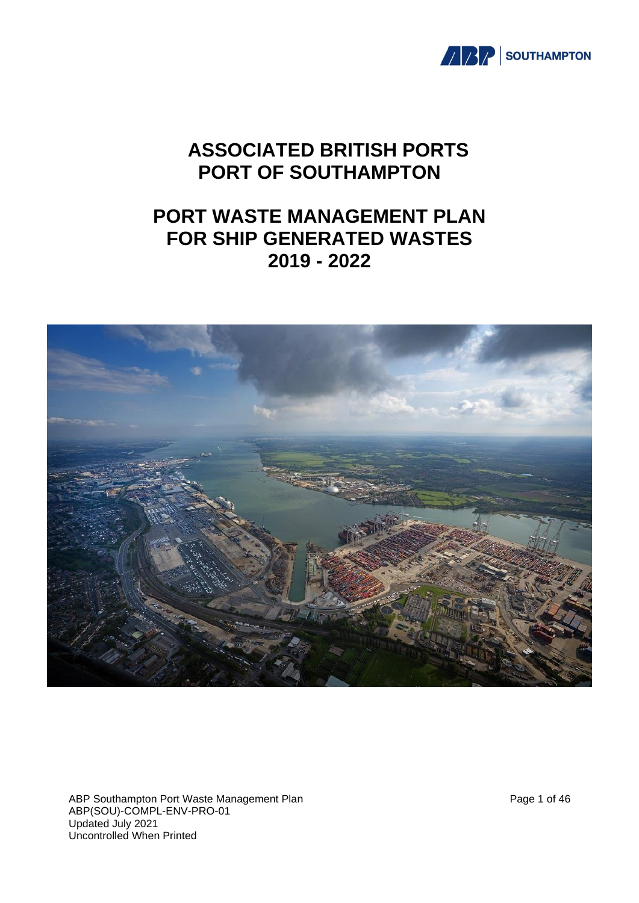# ASSOCIATED BRITISH PORTS
# PORT OF SOUTHAMPTON

# PORT WASTE MANAGEMENT PLAN FOR SHIP GENERATED WASTES 2019 - 2022

ABP Southampton Port Waste Management Plan
ABP(SOU)-COMPL-ENV-PRO-01
Updated July 2021
Uncontrolled When Printed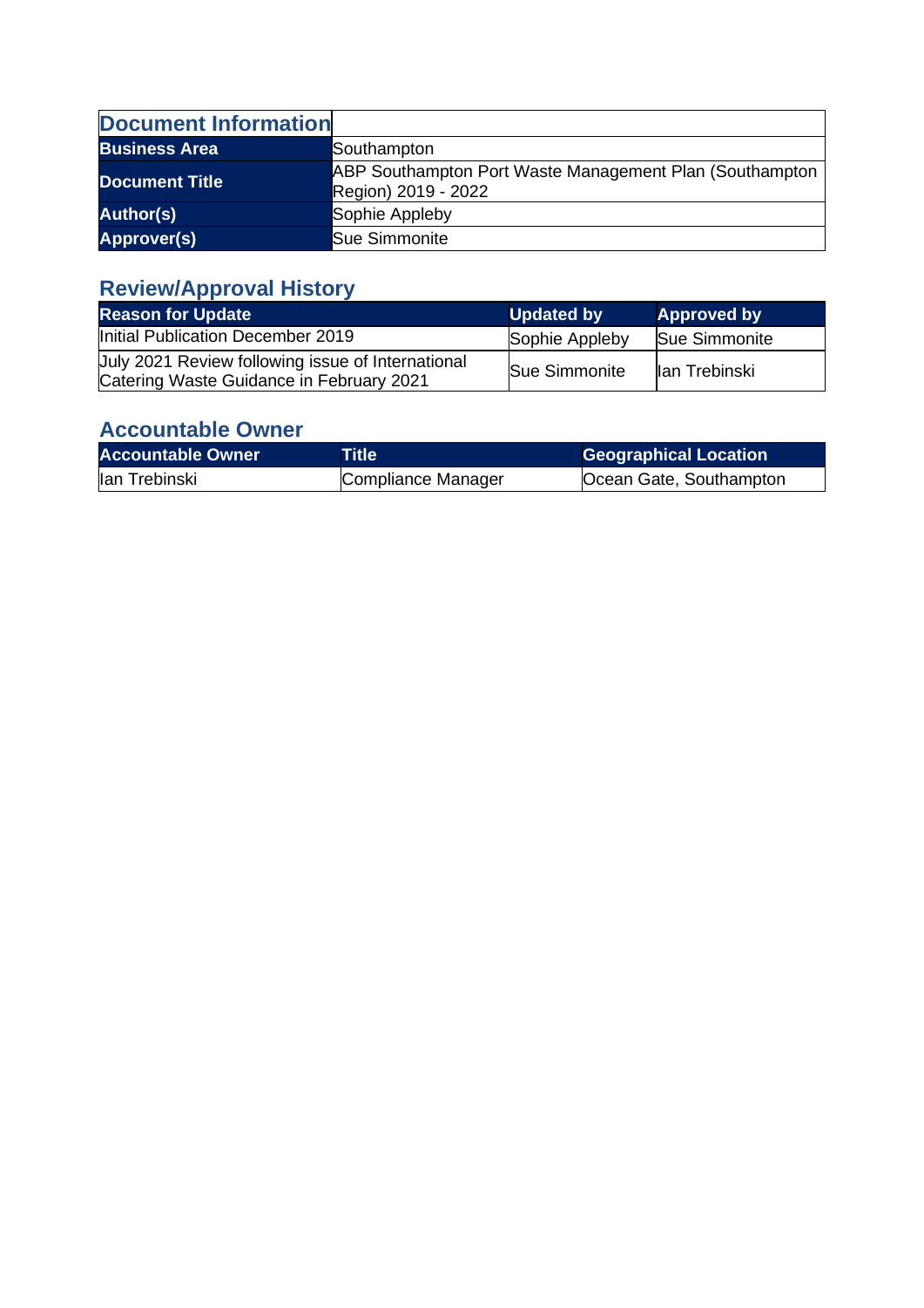| Document Information | |
|---|---|
| **Business Area** | Southampton |
| **Document Title** | ABP Southampton Port Waste Management Plan (Southampton Region) 2019 - 2022 |
| **Author(s)** | Sophie Appleby |
| **Approver(s)** | Sue Simmonite |

## Review/Approval History

| Reason for Update | Updated by | Approved by |
|---|---|---|
| Initial Publication December 2019 | Sophie Appleby | Sue Simmonite |
| July 2021 Review following issue of International Catering Waste Guidance in February 2021 | Sue Simmonite | Ian Trebinski |

## Accountable Owner

| Accountable Owner | Title | Geographical Location |
|---|---|---|
| Ian Trebinski | Compliance Manager | Ocean Gate, Southampton |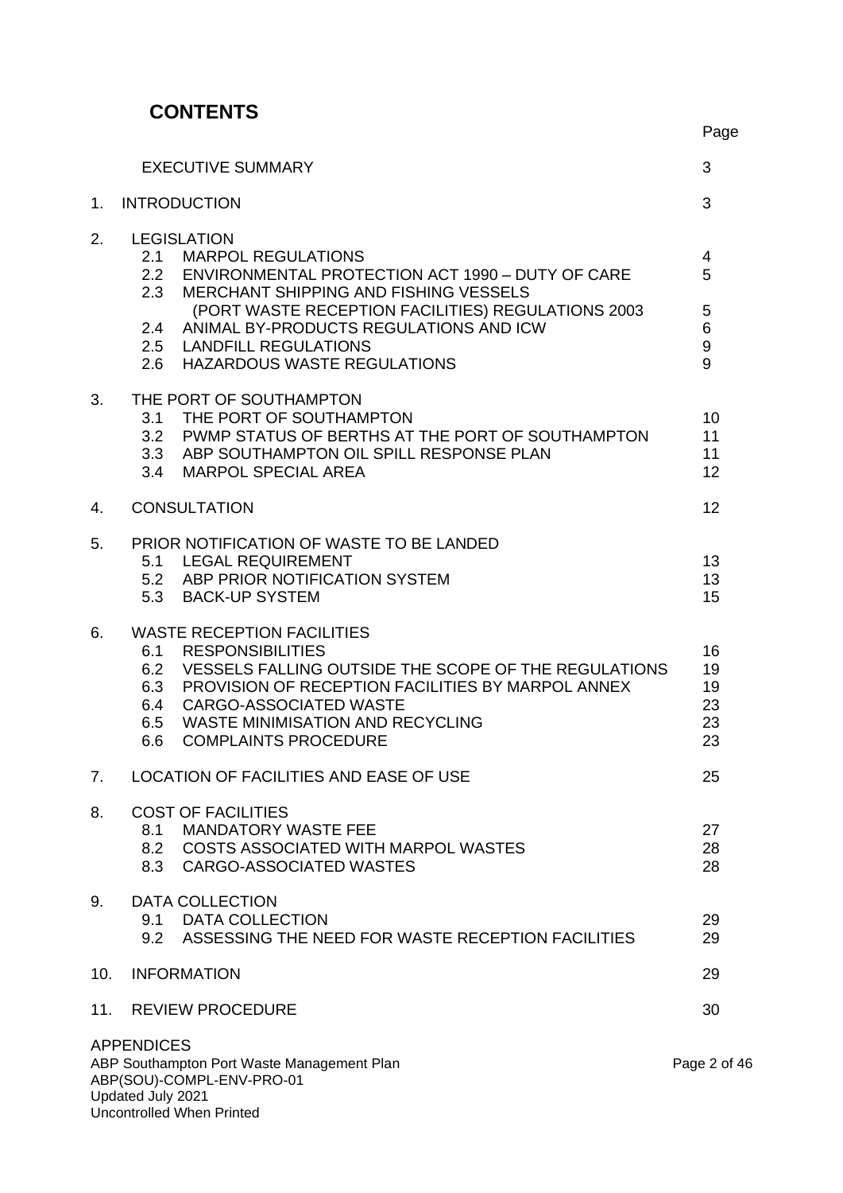# CONTENTS

| | | Page |
|---|---|---|
| | EXECUTIVE SUMMARY | 3 |
| 1. | INTRODUCTION | 3 |
| 2. | LEGISLATION | |
| | 2.1 MARPOL REGULATIONS | 4 |
| | 2.2 ENVIRONMENTAL PROTECTION ACT 1990 – DUTY OF CARE | 5 |
| | 2.3 MERCHANT SHIPPING AND FISHING VESSELS (PORT WASTE RECEPTION FACILITIES) REGULATIONS 2003 | 5 |
| | 2.4 ANIMAL BY-PRODUCTS REGULATIONS AND ICW | 6 |
| | 2.5 LANDFILL REGULATIONS | 9 |
| | 2.6 HAZARDOUS WASTE REGULATIONS | 9 |
| 3. | THE PORT OF SOUTHAMPTON | |
| | 3.1 THE PORT OF SOUTHAMPTON | 10 |
| | 3.2 PWMP STATUS OF BERTHS AT THE PORT OF SOUTHAMPTON | 11 |
| | 3.3 ABP SOUTHAMPTON OIL SPILL RESPONSE PLAN | 11 |
| | 3.4 MARPOL SPECIAL AREA | 12 |
| 4. | CONSULTATION | 12 |
| 5. | PRIOR NOTIFICATION OF WASTE TO BE LANDED | |
| | 5.1 LEGAL REQUIREMENT | 13 |
| | 5.2 ABP PRIOR NOTIFICATION SYSTEM | 13 |
| | 5.3 BACK-UP SYSTEM | 15 |
| 6. | WASTE RECEPTION FACILITIES | |
| | 6.1 RESPONSIBILITIES | 16 |
| | 6.2 VESSELS FALLING OUTSIDE THE SCOPE OF THE REGULATIONS | 19 |
| | 6.3 PROVISION OF RECEPTION FACILITIES BY MARPOL ANNEX | 19 |
| | 6.4 CARGO-ASSOCIATED WASTE | 23 |
| | 6.5 WASTE MINIMISATION AND RECYCLING | 23 |
| | 6.6 COMPLAINTS PROCEDURE | 23 |
| 7. | LOCATION OF FACILITIES AND EASE OF USE | 25 |
| 8. | COST OF FACILITIES | |
| | 8.1 MANDATORY WASTE FEE | 27 |
| | 8.2 COSTS ASSOCIATED WITH MARPOL WASTES | 28 |
| | 8.3 CARGO-ASSOCIATED WASTES | 28 |
| 9. | DATA COLLECTION | |
| | 9.1 DATA COLLECTION | 29 |
| | 9.2 ASSESSING THE NEED FOR WASTE RECEPTION FACILITIES | 29 |
| 10. | INFORMATION | 29 |
| 11. | REVIEW PROCEDURE | 30 |

APPENDICES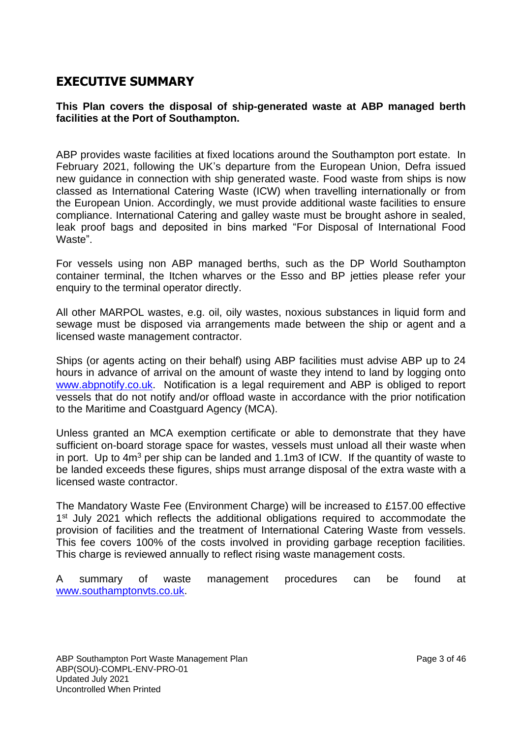## EXECUTIVE SUMMARY

**This Plan covers the disposal of ship-generated waste at ABP managed berth facilities at the Port of Southampton.**

ABP provides waste facilities at fixed locations around the Southampton port estate. In February 2021, following the UK's departure from the European Union, Defra issued new guidance in connection with ship generated waste. Food waste from ships is now classed as International Catering Waste (ICW) when travelling internationally or from the European Union. Accordingly, we must provide additional waste facilities to ensure compliance. International Catering and galley waste must be brought ashore in sealed, leak proof bags and deposited in bins marked "For Disposal of International Food Waste".

For vessels using non ABP managed berths, such as the DP World Southampton container terminal, the Itchen wharves or the Esso and BP jetties please refer your enquiry to the terminal operator directly.

All other MARPOL wastes, e.g. oil, oily wastes, noxious substances in liquid form and sewage must be disposed via arrangements made between the ship or agent and a licensed waste management contractor.

Ships (or agents acting on their behalf) using ABP facilities must advise ABP up to 24 hours in advance of arrival on the amount of waste they intend to land by logging onto www.abpnotify.co.uk. Notification is a legal requirement and ABP is obliged to report vessels that do not notify and/or offload waste in accordance with the prior notification to the Maritime and Coastguard Agency (MCA).

Unless granted an MCA exemption certificate or able to demonstrate that they have sufficient on-board storage space for wastes, vessels must unload all their waste when in port. Up to $4m^3$ per ship can be landed and 1.1m3 of ICW. If the quantity of waste to be landed exceeds these figures, ships must arrange disposal of the extra waste with a licensed waste contractor.

The Mandatory Waste Fee (Environment Charge) will be increased to £157.00 effective 1st July 2021 which reflects the additional obligations required to accommodate the provision of facilities and the treatment of International Catering Waste from vessels. This fee covers 100% of the costs involved in providing garbage reception facilities. This charge is reviewed annually to reflect rising waste management costs.

A summary of waste management procedures can be found at www.southamptonvts.co.uk.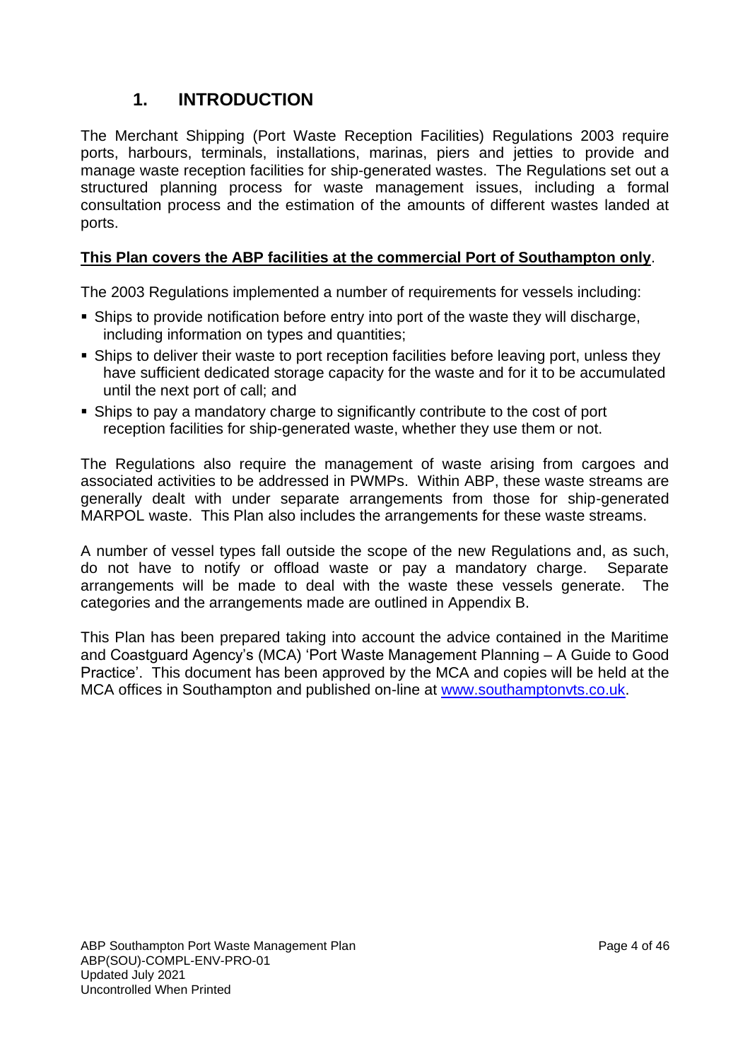# 1. INTRODUCTION

The Merchant Shipping (Port Waste Reception Facilities) Regulations 2003 require ports, harbours, terminals, installations, marinas, piers and jetties to provide and manage waste reception facilities for ship-generated wastes. The Regulations set out a structured planning process for waste management issues, including a formal consultation process and the estimation of the amounts of different wastes landed at ports.

**<u>This Plan covers the ABP facilities at the commercial Port of Southampton only</u>**.

The 2003 Regulations implemented a number of requirements for vessels including:

- Ships to provide notification before entry into port of the waste they will discharge, including information on types and quantities;
- Ships to deliver their waste to port reception facilities before leaving port, unless they have sufficient dedicated storage capacity for the waste and for it to be accumulated until the next port of call; and
- Ships to pay a mandatory charge to significantly contribute to the cost of port reception facilities for ship-generated waste, whether they use them or not.

The Regulations also require the management of waste arising from cargoes and associated activities to be addressed in PWMPs. Within ABP, these waste streams are generally dealt with under separate arrangements from those for ship-generated MARPOL waste. This Plan also includes the arrangements for these waste streams.

A number of vessel types fall outside the scope of the new Regulations and, as such, do not have to notify or offload waste or pay a mandatory charge. Separate arrangements will be made to deal with the waste these vessels generate. The categories and the arrangements made are outlined in Appendix B.

This Plan has been prepared taking into account the advice contained in the Maritime and Coastguard Agency's (MCA) 'Port Waste Management Planning – A Guide to Good Practice'. This document has been approved by the MCA and copies will be held at the MCA offices in Southampton and published on-line at [www.southamptonvts.co.uk](http://www.southamptonvts.co.uk).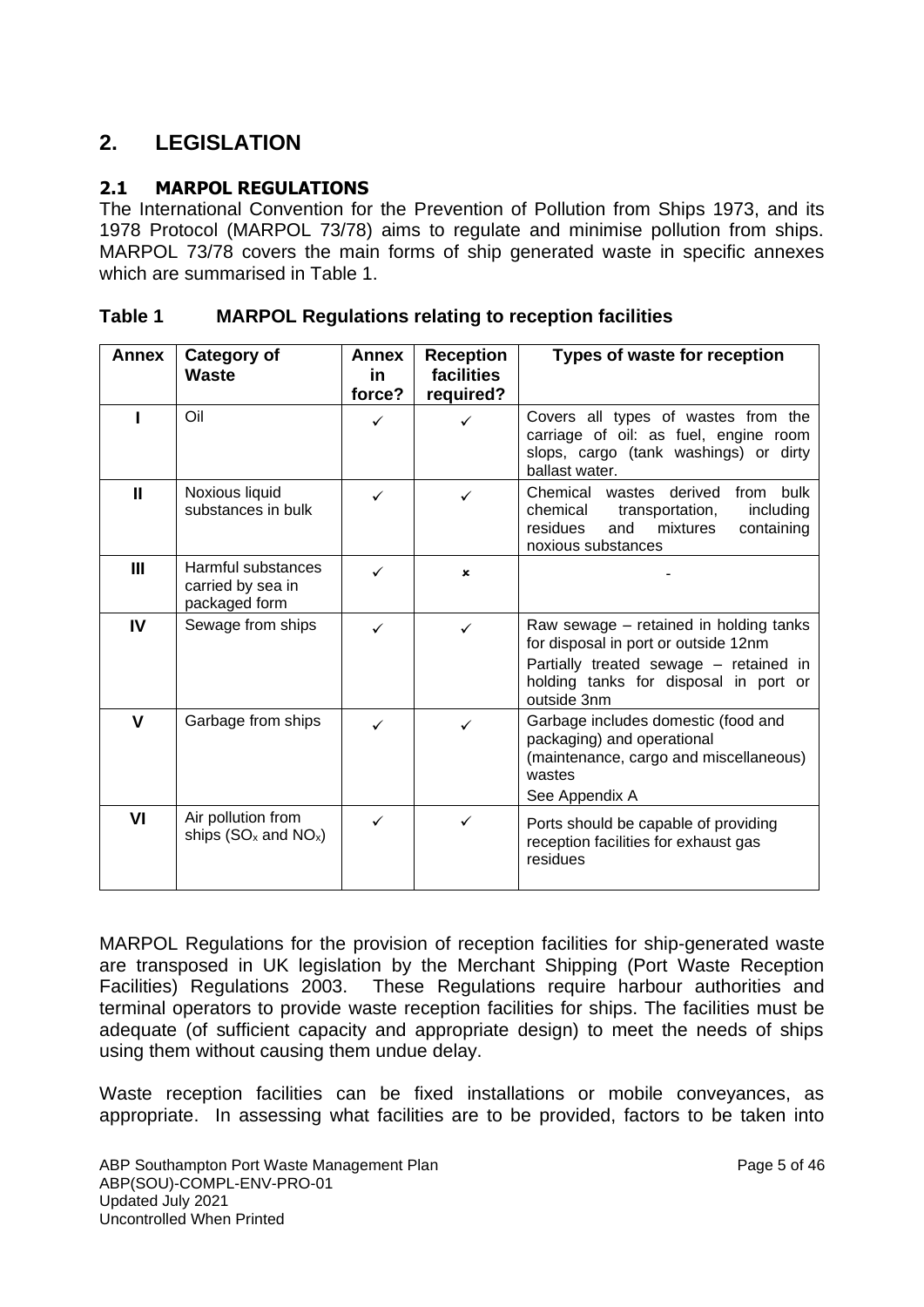## 2. LEGISLATION

### 2.1 MARPOL REGULATIONS

The International Convention for the Prevention of Pollution from Ships 1973, and its 1978 Protocol (MARPOL 73/78) aims to regulate and minimise pollution from ships. MARPOL 73/78 covers the main forms of ship generated waste in specific annexes which are summarised in Table 1.

**Table 1 MARPOL Regulations relating to reception facilities**

| Annex | Category of Waste | Annex in force? | Reception facilities required? | Types of waste for reception |
|---|---|---|---|---|
| I | Oil | ✓ | ✓ | Covers all types of wastes from the carriage of oil: as fuel, engine room slops, cargo (tank washings) or dirty ballast water. |
| II | Noxious liquid substances in bulk | ✓ | ✓ | Chemical wastes derived from bulk chemical transportation, including residues and mixtures containing noxious substances |
| III | Harmful substances carried by sea in packaged form | ✓ | ✗ | - |
| IV | Sewage from ships | ✓ | ✓ | Raw sewage – retained in holding tanks for disposal in port or outside 12nm<br>Partially treated sewage – retained in holding tanks for disposal in port or outside 3nm |
| V | Garbage from ships | ✓ | ✓ | Garbage includes domestic (food and packaging) and operational (maintenance, cargo and miscellaneous) wastes<br>See Appendix A |
| VI | Air pollution from ships ($SO_x$ and $NO_x$) | ✓ | ✓ | Ports should be capable of providing reception facilities for exhaust gas residues |

MARPOL Regulations for the provision of reception facilities for ship-generated waste are transposed in UK legislation by the Merchant Shipping (Port Waste Reception Facilities) Regulations 2003. These Regulations require harbour authorities and terminal operators to provide waste reception facilities for ships. The facilities must be adequate (of sufficient capacity and appropriate design) to meet the needs of ships using them without causing them undue delay.

Waste reception facilities can be fixed installations or mobile conveyances, as appropriate. In assessing what facilities are to be provided, factors to be taken into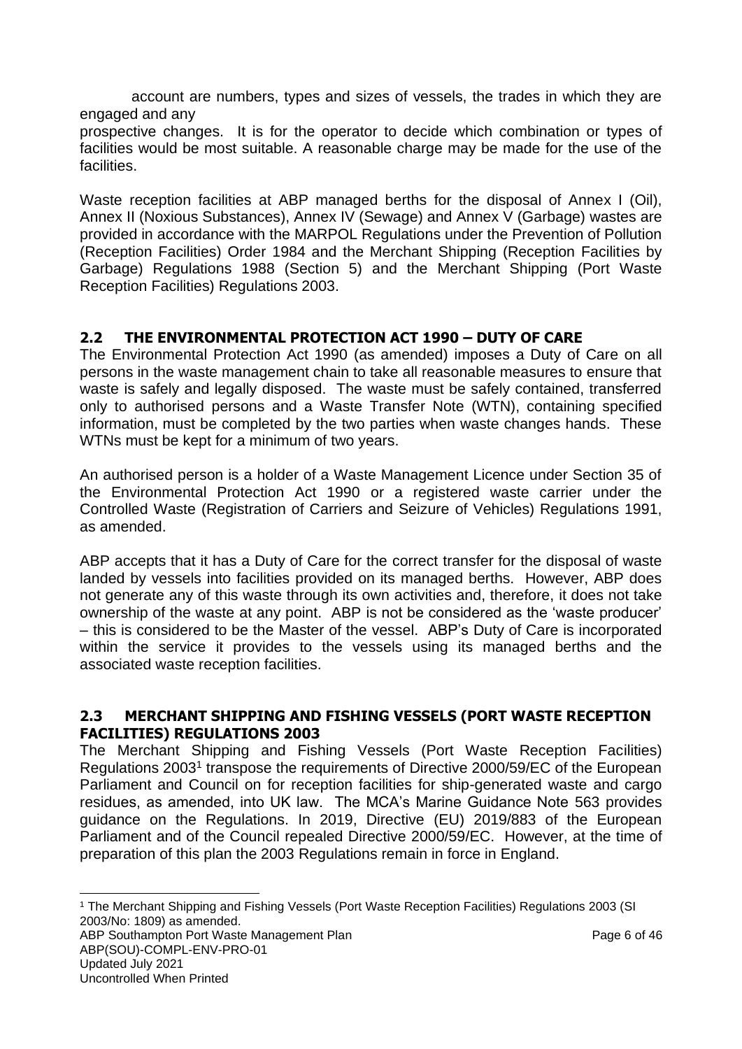account are numbers, types and sizes of vessels, the trades in which they are engaged and any prospective changes. It is for the operator to decide which combination or types of facilities would be most suitable. A reasonable charge may be made for the use of the facilities.

Waste reception facilities at ABP managed berths for the disposal of Annex I (Oil), Annex II (Noxious Substances), Annex IV (Sewage) and Annex V (Garbage) wastes are provided in accordance with the MARPOL Regulations under the Prevention of Pollution (Reception Facilities) Order 1984 and the Merchant Shipping (Reception Facilities by Garbage) Regulations 1988 (Section 5) and the Merchant Shipping (Port Waste Reception Facilities) Regulations 2003.

## 2.2 THE ENVIRONMENTAL PROTECTION ACT 1990 – DUTY OF CARE

The Environmental Protection Act 1990 (as amended) imposes a Duty of Care on all persons in the waste management chain to take all reasonable measures to ensure that waste is safely and legally disposed. The waste must be safely contained, transferred only to authorised persons and a Waste Transfer Note (WTN), containing specified information, must be completed by the two parties when waste changes hands. These WTNs must be kept for a minimum of two years.

An authorised person is a holder of a Waste Management Licence under Section 35 of the Environmental Protection Act 1990 or a registered waste carrier under the Controlled Waste (Registration of Carriers and Seizure of Vehicles) Regulations 1991, as amended.

ABP accepts that it has a Duty of Care for the correct transfer for the disposal of waste landed by vessels into facilities provided on its managed berths. However, ABP does not generate any of this waste through its own activities and, therefore, it does not take ownership of the waste at any point. ABP is not be considered as the 'waste producer' – this is considered to be the Master of the vessel. ABP's Duty of Care is incorporated within the service it provides to the vessels using its managed berths and the associated waste reception facilities.

## 2.3 MERCHANT SHIPPING AND FISHING VESSELS (PORT WASTE RECEPTION FACILITIES) REGULATIONS 2003

The Merchant Shipping and Fishing Vessels (Port Waste Reception Facilities) Regulations 2003[1] transpose the requirements of Directive 2000/59/EC of the European Parliament and Council on for reception facilities for ship-generated waste and cargo residues, as amended, into UK law. The MCA's Marine Guidance Note 563 provides guidance on the Regulations. In 2019, Directive (EU) 2019/883 of the European Parliament and of the Council repealed Directive 2000/59/EC. However, at the time of preparation of this plan the 2003 Regulations remain in force in England.

[1] The Merchant Shipping and Fishing Vessels (Port Waste Reception Facilities) Regulations 2003 (SI 2003/No: 1809) as amended.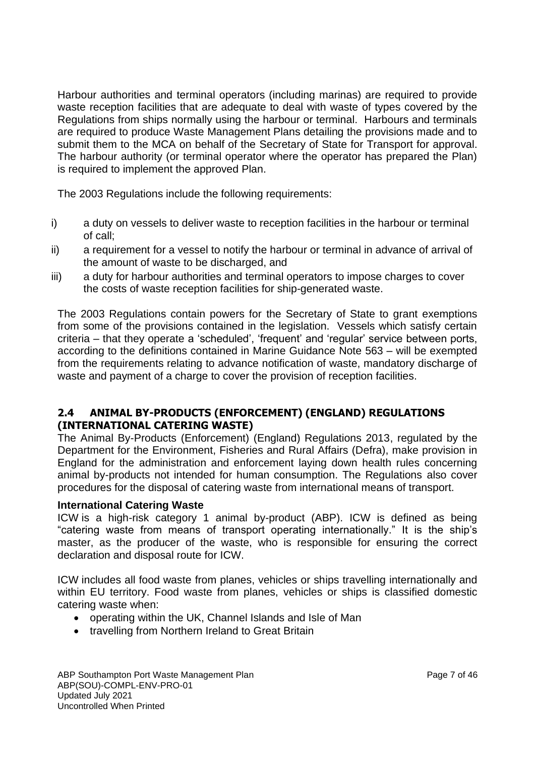Harbour authorities and terminal operators (including marinas) are required to provide waste reception facilities that are adequate to deal with waste of types covered by the Regulations from ships normally using the harbour or terminal. Harbours and terminals are required to produce Waste Management Plans detailing the provisions made and to submit them to the MCA on behalf of the Secretary of State for Transport for approval. The harbour authority (or terminal operator where the operator has prepared the Plan) is required to implement the approved Plan.

The 2003 Regulations include the following requirements:

i) a duty on vessels to deliver waste to reception facilities in the harbour or terminal of call;

ii) a requirement for a vessel to notify the harbour or terminal in advance of arrival of the amount of waste to be discharged, and

iii) a duty for harbour authorities and terminal operators to impose charges to cover the costs of waste reception facilities for ship-generated waste.

The 2003 Regulations contain powers for the Secretary of State to grant exemptions from some of the provisions contained in the legislation. Vessels which satisfy certain criteria – that they operate a 'scheduled', 'frequent' and 'regular' service between ports, according to the definitions contained in Marine Guidance Note 563 – will be exempted from the requirements relating to advance notification of waste, mandatory discharge of waste and payment of a charge to cover the provision of reception facilities.

## 2.4 ANIMAL BY-PRODUCTS (ENFORCEMENT) (ENGLAND) REGULATIONS (INTERNATIONAL CATERING WASTE)

The Animal By-Products (Enforcement) (England) Regulations 2013, regulated by the Department for the Environment, Fisheries and Rural Affairs (Defra), make provision in England for the administration and enforcement laying down health rules concerning animal by-products not intended for human consumption. The Regulations also cover procedures for the disposal of catering waste from international means of transport.

### International Catering Waste

ICW is a high-risk category 1 animal by-product (ABP). ICW is defined as being "catering waste from means of transport operating internationally." It is the ship's master, as the producer of the waste, who is responsible for ensuring the correct declaration and disposal route for ICW.

ICW includes all food waste from planes, vehicles or ships travelling internationally and within EU territory. Food waste from planes, vehicles or ships is classified domestic catering waste when:

- operating within the UK, Channel Islands and Isle of Man
- travelling from Northern Ireland to Great Britain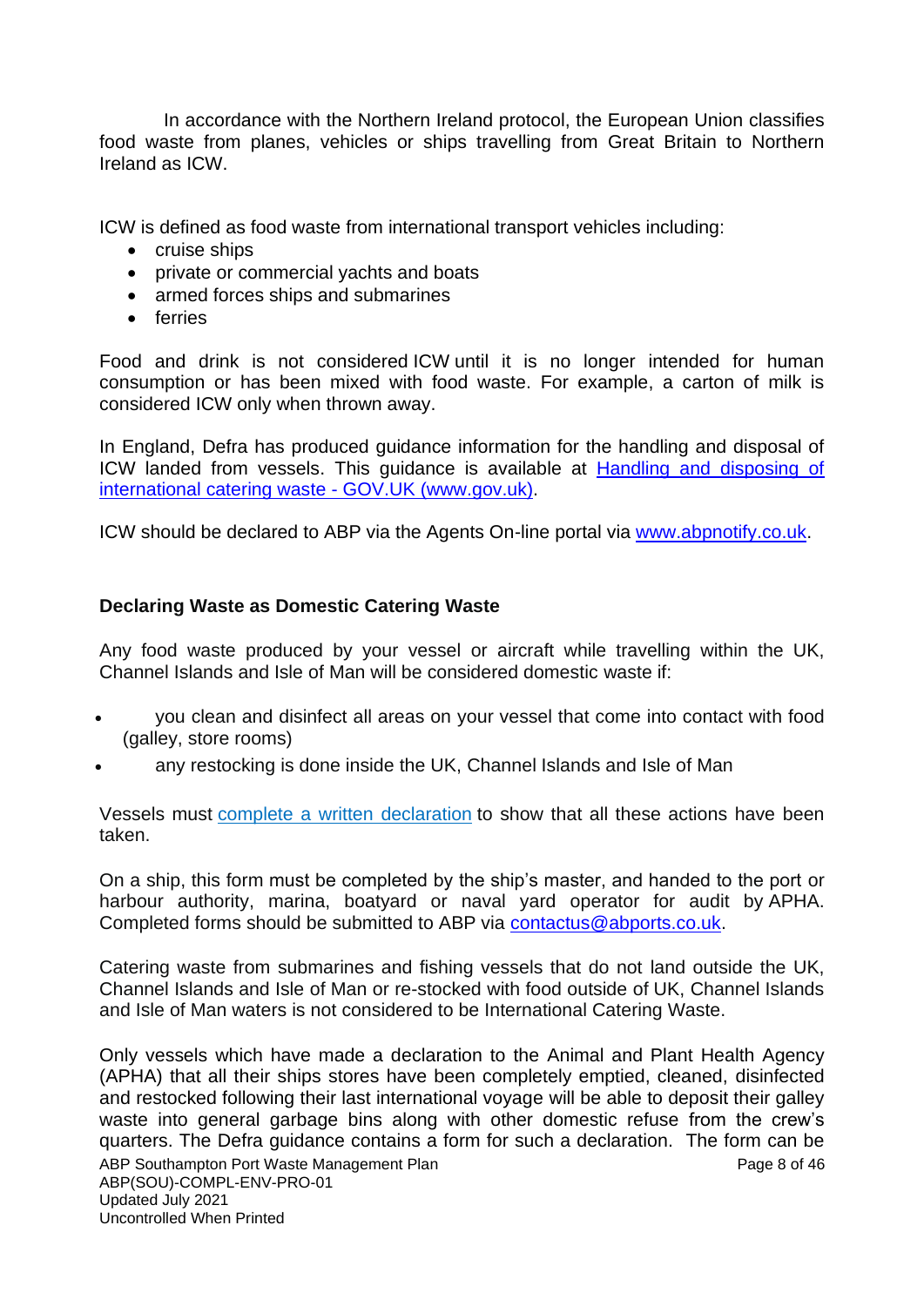In accordance with the Northern Ireland protocol, the European Union classifies food waste from planes, vehicles or ships travelling from Great Britain to Northern Ireland as ICW.

ICW is defined as food waste from international transport vehicles including:

- cruise ships
- private or commercial yachts and boats
- armed forces ships and submarines
- ferries

Food and drink is not considered ICW until it is no longer intended for human consumption or has been mixed with food waste. For example, a carton of milk is considered ICW only when thrown away.

In England, Defra has produced guidance information for the handling and disposal of ICW landed from vessels. This guidance is available at [Handling and disposing of international catering waste - GOV.UK (www.gov.uk)](www.gov.uk).

ICW should be declared to ABP via the Agents On-line portal via [www.abpnotify.co.uk](www.abpnotify.co.uk).

## Declaring Waste as Domestic Catering Waste

Any food waste produced by your vessel or aircraft while travelling within the UK, Channel Islands and Isle of Man will be considered domestic waste if:

- you clean and disinfect all areas on your vessel that come into contact with food (galley, store rooms)
- any restocking is done inside the UK, Channel Islands and Isle of Man

Vessels must complete a written declaration to show that all these actions have been taken.

On a ship, this form must be completed by the ship's master, and handed to the port or harbour authority, marina, boatyard or naval yard operator for audit by APHA. Completed forms should be submitted to ABP via contactus@abports.co.uk.

Catering waste from submarines and fishing vessels that do not land outside the UK, Channel Islands and Isle of Man or re-stocked with food outside of UK, Channel Islands and Isle of Man waters is not considered to be International Catering Waste.

Only vessels which have made a declaration to the Animal and Plant Health Agency (APHA) that all their ships stores have been completely emptied, cleaned, disinfected and restocked following their last international voyage will be able to deposit their galley waste into general garbage bins along with other domestic refuse from the crew's quarters. The Defra guidance contains a form for such a declaration. The form can be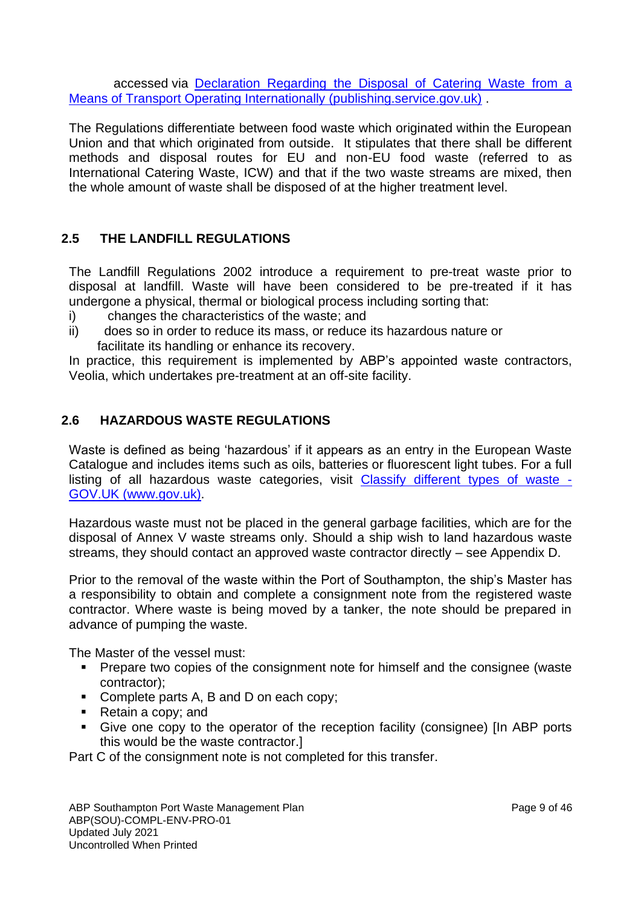accessed via [Declaration Regarding the Disposal of Catering Waste from a Means of Transport Operating Internationally (publishing.service.gov.uk)](#) .

The Regulations differentiate between food waste which originated within the European Union and that which originated from outside. It stipulates that there shall be different methods and disposal routes for EU and non-EU food waste (referred to as International Catering Waste, ICW) and that if the two waste streams are mixed, then the whole amount of waste shall be disposed of at the higher treatment level.

## 2.5 THE LANDFILL REGULATIONS

The Landfill Regulations 2002 introduce a requirement to pre-treat waste prior to disposal at landfill. Waste will have been considered to be pre-treated if it has undergone a physical, thermal or biological process including sorting that:

i) changes the characteristics of the waste; and
ii) does so in order to reduce its mass, or reduce its hazardous nature or facilitate its handling or enhance its recovery.

In practice, this requirement is implemented by ABP's appointed waste contractors, Veolia, which undertakes pre-treatment at an off-site facility.

## 2.6 HAZARDOUS WASTE REGULATIONS

Waste is defined as being 'hazardous' if it appears as an entry in the European Waste Catalogue and includes items such as oils, batteries or fluorescent light tubes. For a full listing of all hazardous waste categories, visit [Classify different types of waste - GOV.UK (www.gov.uk)](#).

Hazardous waste must not be placed in the general garbage facilities, which are for the disposal of Annex V waste streams only. Should a ship wish to land hazardous waste streams, they should contact an approved waste contractor directly – see Appendix D.

Prior to the removal of the waste within the Port of Southampton, the ship's Master has a responsibility to obtain and complete a consignment note from the registered waste contractor. Where waste is being moved by a tanker, the note should be prepared in advance of pumping the waste.

The Master of the vessel must:

- Prepare two copies of the consignment note for himself and the consignee (waste contractor);
- Complete parts A, B and D on each copy;
- Retain a copy; and
- Give one copy to the operator of the reception facility (consignee) [In ABP ports this would be the waste contractor.]

Part C of the consignment note is not completed for this transfer.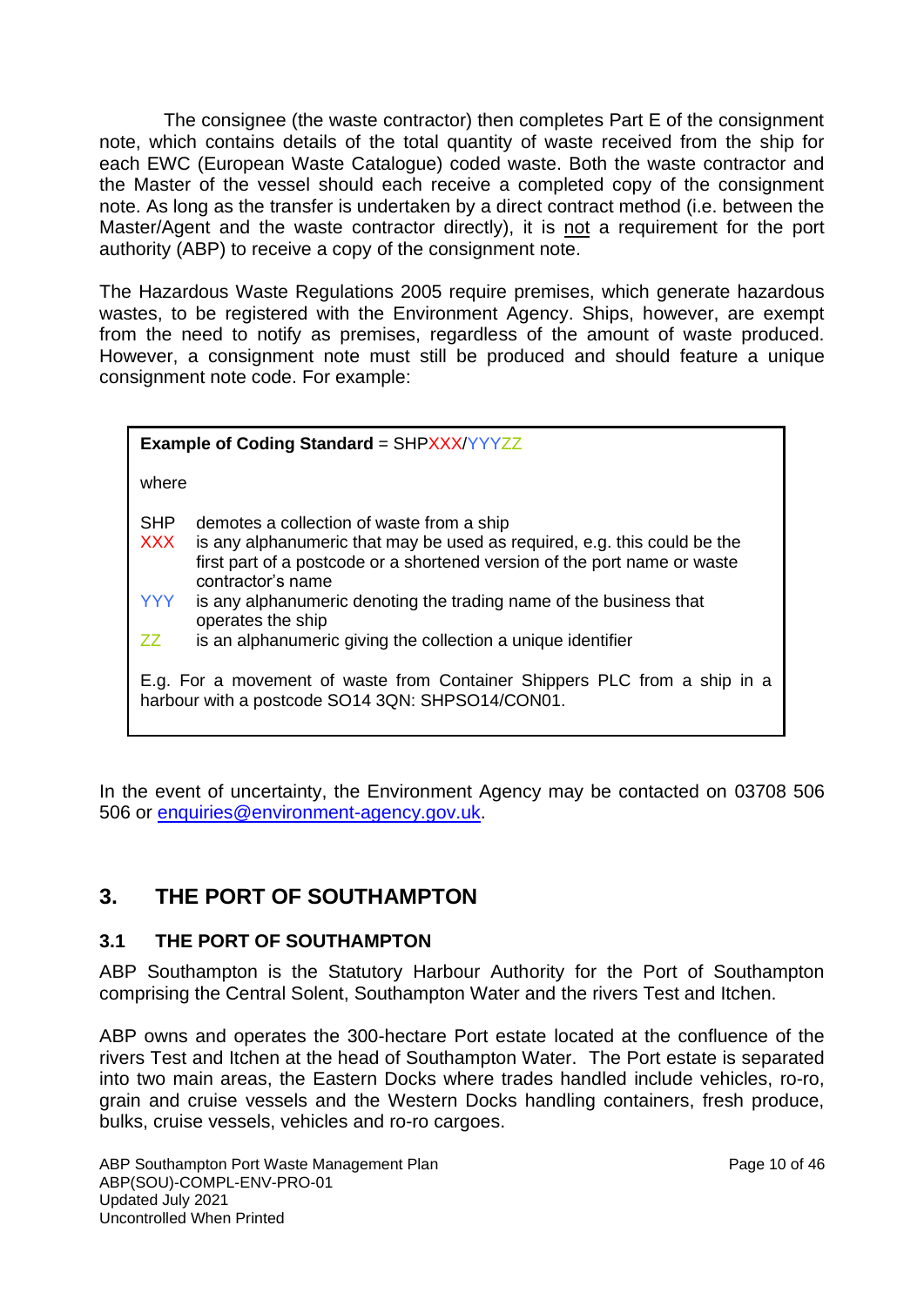The consignee (the waste contractor) then completes Part E of the consignment note, which contains details of the total quantity of waste received from the ship for each EWC (European Waste Catalogue) coded waste. Both the waste contractor and the Master of the vessel should each receive a completed copy of the consignment note. As long as the transfer is undertaken by a direct contract method (i.e. between the Master/Agent and the waste contractor directly), it is not a requirement for the port authority (ABP) to receive a copy of the consignment note.

The Hazardous Waste Regulations 2005 require premises, which generate hazardous wastes, to be registered with the Environment Agency. Ships, however, are exempt from the need to notify as premises, regardless of the amount of waste produced. However, a consignment note must still be produced and should feature a unique consignment note code. For example:

**Example of Coding Standard** = SHPXXX/YYYZZ

where

| | |
|---|---|
| SHP | demotes a collection of waste from a ship |
| XXX | is any alphanumeric that may be used as required, e.g. this could be the first part of a postcode or a shortened version of the port name or waste contractor's name |
| YYY | is any alphanumeric denoting the trading name of the business that operates the ship |
| ZZ | is an alphanumeric giving the collection a unique identifier |

E.g. For a movement of waste from Container Shippers PLC from a ship in a harbour with a postcode SO14 3QN: SHPSO14/CON01.

In the event of uncertainty, the Environment Agency may be contacted on 03708 506 506 or enquiries@environment-agency.gov.uk.

# 3. THE PORT OF SOUTHAMPTON

## 3.1 THE PORT OF SOUTHAMPTON

ABP Southampton is the Statutory Harbour Authority for the Port of Southampton comprising the Central Solent, Southampton Water and the rivers Test and Itchen.

ABP owns and operates the 300-hectare Port estate located at the confluence of the rivers Test and Itchen at the head of Southampton Water. The Port estate is separated into two main areas, the Eastern Docks where trades handled include vehicles, ro-ro, grain and cruise vessels and the Western Docks handling containers, fresh produce, bulks, cruise vessels, vehicles and ro-ro cargoes.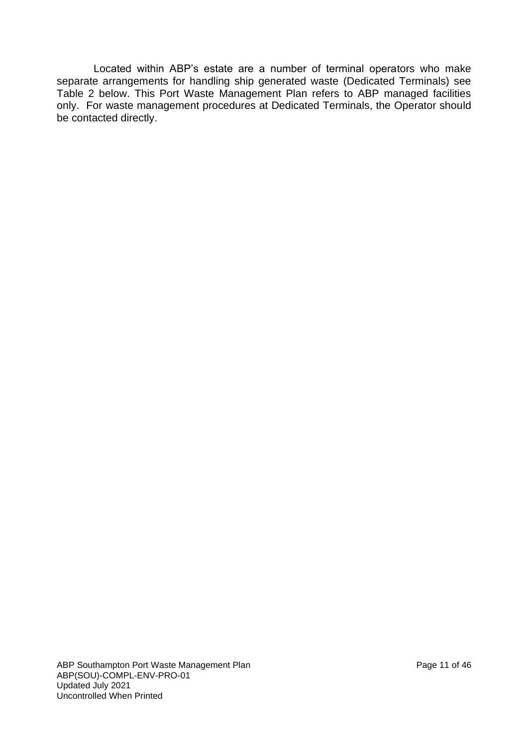Located within ABP's estate are a number of terminal operators who make separate arrangements for handling ship generated waste (Dedicated Terminals) see Table 2 below. This Port Waste Management Plan refers to ABP managed facilities only. For waste management procedures at Dedicated Terminals, the Operator should be contacted directly.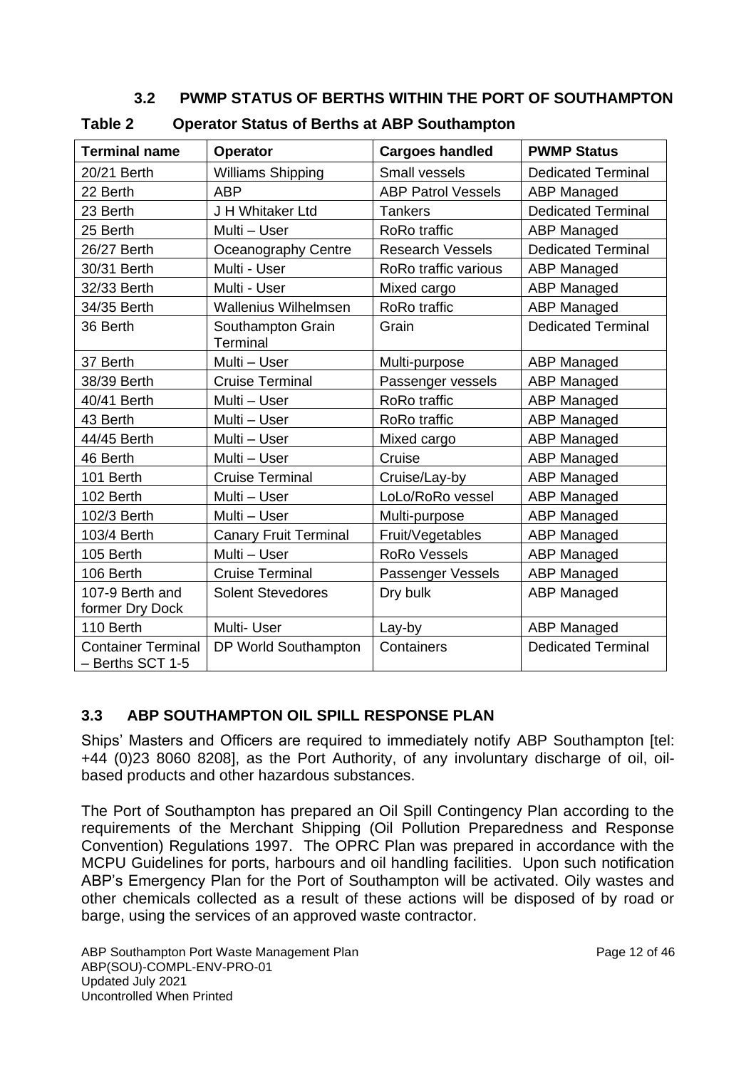### 3.2 PWMP STATUS OF BERTHS WITHIN THE PORT OF SOUTHAMPTON

**Table 2 Operator Status of Berths at ABP Southampton**

| Terminal name | Operator | Cargoes handled | PWMP Status |
|---|---|---|---|
| 20/21 Berth | Williams Shipping | Small vessels | Dedicated Terminal |
| 22 Berth | ABP | ABP Patrol Vessels | ABP Managed |
| 23 Berth | J H Whitaker Ltd | Tankers | Dedicated Terminal |
| 25 Berth | Multi – User | RoRo traffic | ABP Managed |
| 26/27 Berth | Oceanography Centre | Research Vessels | Dedicated Terminal |
| 30/31 Berth | Multi - User | RoRo traffic various | ABP Managed |
| 32/33 Berth | Multi - User | Mixed cargo | ABP Managed |
| 34/35 Berth | Wallenius Wilhelmsen | RoRo traffic | ABP Managed |
| 36 Berth | Southampton Grain Terminal | Grain | Dedicated Terminal |
| 37 Berth | Multi – User | Multi-purpose | ABP Managed |
| 38/39 Berth | Cruise Terminal | Passenger vessels | ABP Managed |
| 40/41 Berth | Multi – User | RoRo traffic | ABP Managed |
| 43 Berth | Multi – User | RoRo traffic | ABP Managed |
| 44/45 Berth | Multi – User | Mixed cargo | ABP Managed |
| 46 Berth | Multi – User | Cruise | ABP Managed |
| 101 Berth | Cruise Terminal | Cruise/Lay-by | ABP Managed |
| 102 Berth | Multi – User | LoLo/RoRo vessel | ABP Managed |
| 102/3 Berth | Multi – User | Multi-purpose | ABP Managed |
| 103/4 Berth | Canary Fruit Terminal | Fruit/Vegetables | ABP Managed |
| 105 Berth | Multi – User | RoRo Vessels | ABP Managed |
| 106 Berth | Cruise Terminal | Passenger Vessels | ABP Managed |
| 107-9 Berth and former Dry Dock | Solent Stevedores | Dry bulk | ABP Managed |
| 110 Berth | Multi- User | Lay-by | ABP Managed |
| Container Terminal – Berths SCT 1-5 | DP World Southampton | Containers | Dedicated Terminal |

### 3.3 ABP SOUTHAMPTON OIL SPILL RESPONSE PLAN

Ships' Masters and Officers are required to immediately notify ABP Southampton [tel: +44 (0)23 8060 8208], as the Port Authority, of any involuntary discharge of oil, oil-based products and other hazardous substances.

The Port of Southampton has prepared an Oil Spill Contingency Plan according to the requirements of the Merchant Shipping (Oil Pollution Preparedness and Response Convention) Regulations 1997. The OPRC Plan was prepared in accordance with the MCPU Guidelines for ports, harbours and oil handling facilities. Upon such notification ABP's Emergency Plan for the Port of Southampton will be activated. Oily wastes and other chemicals collected as a result of these actions will be disposed of by road or barge, using the services of an approved waste contractor.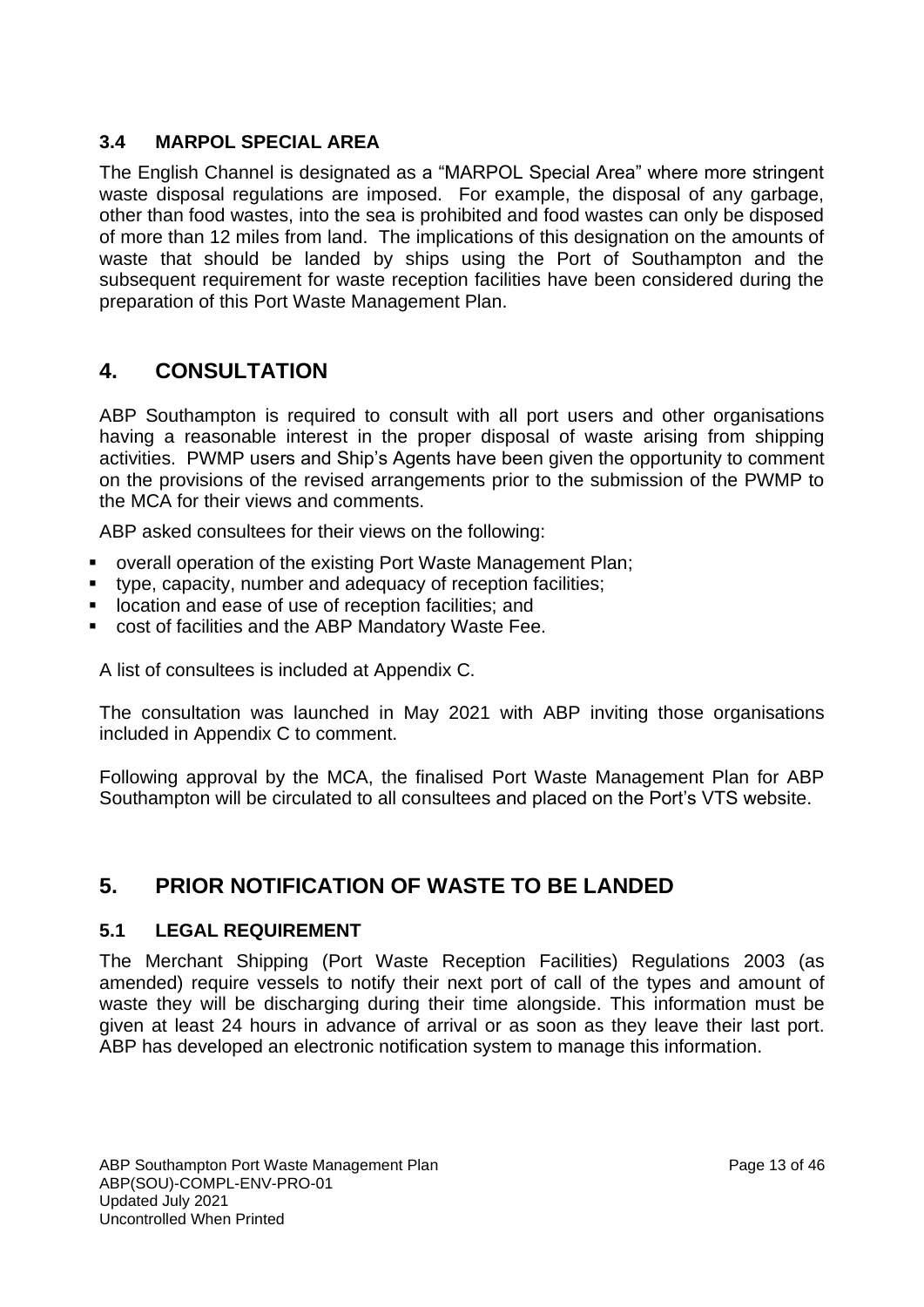### 3.4 MARPOL SPECIAL AREA

The English Channel is designated as a "MARPOL Special Area" where more stringent waste disposal regulations are imposed. For example, the disposal of any garbage, other than food wastes, into the sea is prohibited and food wastes can only be disposed of more than 12 miles from land. The implications of this designation on the amounts of waste that should be landed by ships using the Port of Southampton and the subsequent requirement for waste reception facilities have been considered during the preparation of this Port Waste Management Plan.

## 4. CONSULTATION

ABP Southampton is required to consult with all port users and other organisations having a reasonable interest in the proper disposal of waste arising from shipping activities. PWMP users and Ship's Agents have been given the opportunity to comment on the provisions of the revised arrangements prior to the submission of the PWMP to the MCA for their views and comments.

ABP asked consultees for their views on the following:

- overall operation of the existing Port Waste Management Plan;
- type, capacity, number and adequacy of reception facilities;
- location and ease of use of reception facilities; and
- cost of facilities and the ABP Mandatory Waste Fee.

A list of consultees is included at Appendix C.

The consultation was launched in May 2021 with ABP inviting those organisations included in Appendix C to comment.

Following approval by the MCA, the finalised Port Waste Management Plan for ABP Southampton will be circulated to all consultees and placed on the Port's VTS website.

## 5. PRIOR NOTIFICATION OF WASTE TO BE LANDED

### 5.1 LEGAL REQUIREMENT

The Merchant Shipping (Port Waste Reception Facilities) Regulations 2003 (as amended) require vessels to notify their next port of call of the types and amount of waste they will be discharging during their time alongside. This information must be given at least 24 hours in advance of arrival or as soon as they leave their last port. ABP has developed an electronic notification system to manage this information.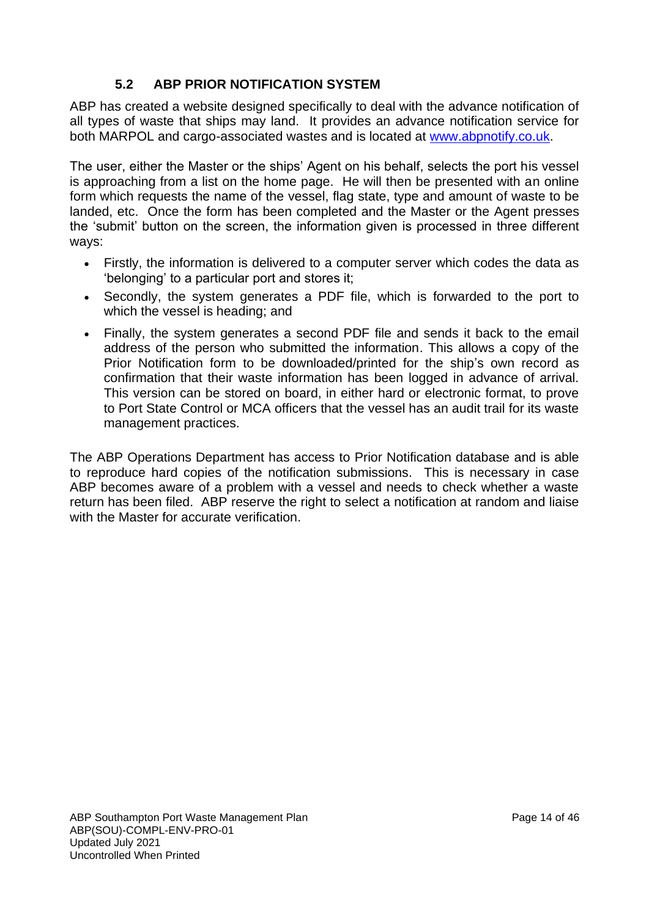### 5.2 ABP PRIOR NOTIFICATION SYSTEM

ABP has created a website designed specifically to deal with the advance notification of all types of waste that ships may land. It provides an advance notification service for both MARPOL and cargo-associated wastes and is located at [www.abpnotify.co.uk](http://www.abpnotify.co.uk).

The user, either the Master or the ships' Agent on his behalf, selects the port his vessel is approaching from a list on the home page. He will then be presented with an online form which requests the name of the vessel, flag state, type and amount of waste to be landed, etc. Once the form has been completed and the Master or the Agent presses the 'submit' button on the screen, the information given is processed in three different ways:

- Firstly, the information is delivered to a computer server which codes the data as 'belonging' to a particular port and stores it;
- Secondly, the system generates a PDF file, which is forwarded to the port to which the vessel is heading; and
- Finally, the system generates a second PDF file and sends it back to the email address of the person who submitted the information. This allows a copy of the Prior Notification form to be downloaded/printed for the ship's own record as confirmation that their waste information has been logged in advance of arrival. This version can be stored on board, in either hard or electronic format, to prove to Port State Control or MCA officers that the vessel has an audit trail for its waste management practices.

The ABP Operations Department has access to Prior Notification database and is able to reproduce hard copies of the notification submissions. This is necessary in case ABP becomes aware of a problem with a vessel and needs to check whether a waste return has been filed. ABP reserve the right to select a notification at random and liaise with the Master for accurate verification.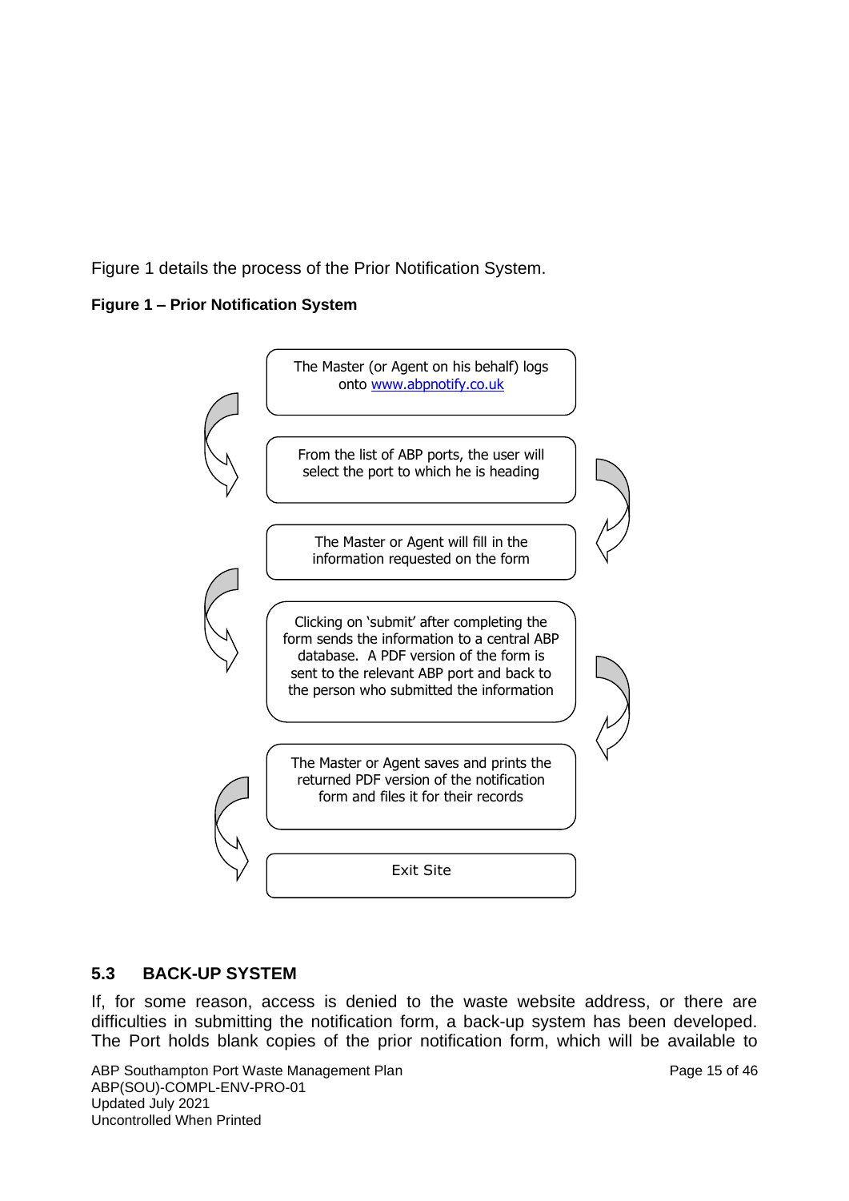Figure 1 details the process of the Prior Notification System.

**Figure 1 – Prior Notification System**

The Master (or Agent on his behalf) logs onto www.abpnotify.co.uk

From the list of ABP ports, the user will select the port to which he is heading

The Master or Agent will fill in the information requested on the form

Clicking on 'submit' after completing the form sends the information to a central ABP database. A PDF version of the form is sent to the relevant ABP port and back to the person who submitted the information

The Master or Agent saves and prints the returned PDF version of the notification form and files it for their records

Exit Site

## 5.3 BACK-UP SYSTEM

If, for some reason, access is denied to the waste website address, or there are difficulties in submitting the notification form, a back-up system has been developed. The Port holds blank copies of the prior notification form, which will be available to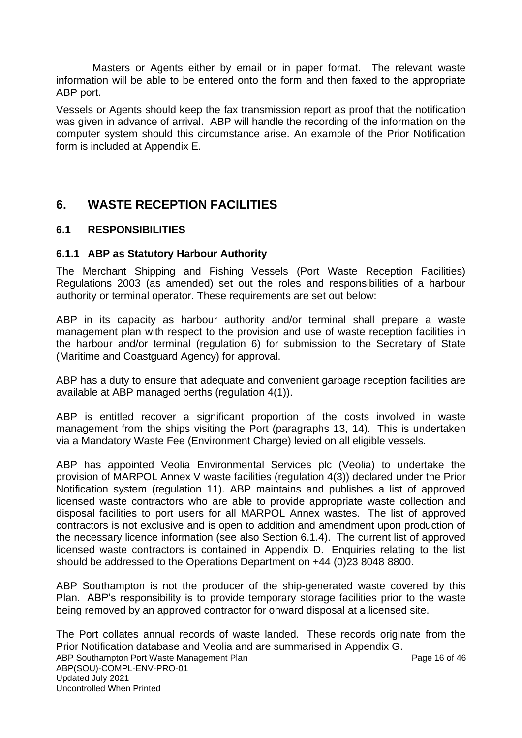Masters or Agents either by email or in paper format. The relevant waste information will be able to be entered onto the form and then faxed to the appropriate ABP port.

Vessels or Agents should keep the fax transmission report as proof that the notification was given in advance of arrival. ABP will handle the recording of the information on the computer system should this circumstance arise. An example of the Prior Notification form is included at Appendix E.

# 6. WASTE RECEPTION FACILITIES

## 6.1 RESPONSIBILITIES

### 6.1.1 ABP as Statutory Harbour Authority

The Merchant Shipping and Fishing Vessels (Port Waste Reception Facilities) Regulations 2003 (as amended) set out the roles and responsibilities of a harbour authority or terminal operator. These requirements are set out below:

ABP in its capacity as harbour authority and/or terminal shall prepare a waste management plan with respect to the provision and use of waste reception facilities in the harbour and/or terminal (regulation 6) for submission to the Secretary of State (Maritime and Coastguard Agency) for approval.

ABP has a duty to ensure that adequate and convenient garbage reception facilities are available at ABP managed berths (regulation 4(1)).

ABP is entitled recover a significant proportion of the costs involved in waste management from the ships visiting the Port (paragraphs 13, 14). This is undertaken via a Mandatory Waste Fee (Environment Charge) levied on all eligible vessels.

ABP has appointed Veolia Environmental Services plc (Veolia) to undertake the provision of MARPOL Annex V waste facilities (regulation 4(3)) declared under the Prior Notification system (regulation 11). ABP maintains and publishes a list of approved licensed waste contractors who are able to provide appropriate waste collection and disposal facilities to port users for all MARPOL Annex wastes. The list of approved contractors is not exclusive and is open to addition and amendment upon production of the necessary licence information (see also Section 6.1.4). The current list of approved licensed waste contractors is contained in Appendix D. Enquiries relating to the list should be addressed to the Operations Department on +44 (0)23 8048 8800.

ABP Southampton is not the producer of the ship-generated waste covered by this Plan. ABP's responsibility is to provide temporary storage facilities prior to the waste being removed by an approved contractor for onward disposal at a licensed site.

The Port collates annual records of waste landed. These records originate from the Prior Notification database and Veolia and are summarised in Appendix G.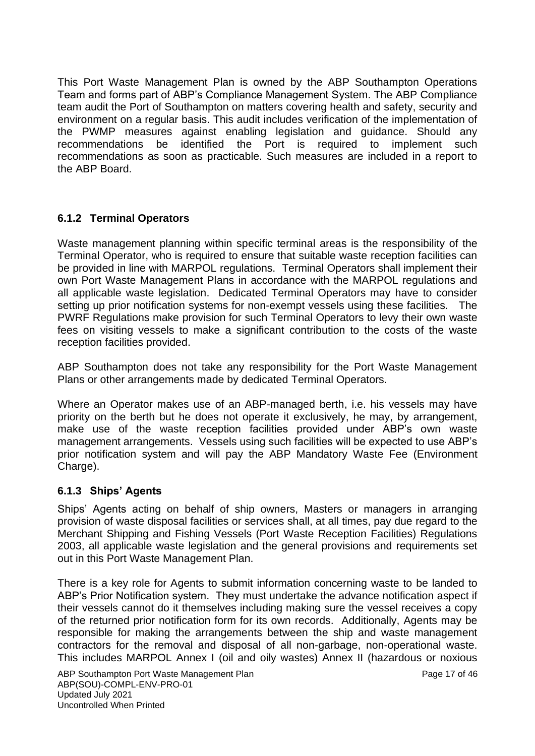This Port Waste Management Plan is owned by the ABP Southampton Operations Team and forms part of ABP's Compliance Management System. The ABP Compliance team audit the Port of Southampton on matters covering health and safety, security and environment on a regular basis. This audit includes verification of the implementation of the PWMP measures against enabling legislation and guidance. Should any recommendations be identified the Port is required to implement such recommendations as soon as practicable. Such measures are included in a report to the ABP Board.

### 6.1.2 Terminal Operators

Waste management planning within specific terminal areas is the responsibility of the Terminal Operator, who is required to ensure that suitable waste reception facilities can be provided in line with MARPOL regulations. Terminal Operators shall implement their own Port Waste Management Plans in accordance with the MARPOL regulations and all applicable waste legislation. Dedicated Terminal Operators may have to consider setting up prior notification systems for non-exempt vessels using these facilities. The PWRF Regulations make provision for such Terminal Operators to levy their own waste fees on visiting vessels to make a significant contribution to the costs of the waste reception facilities provided.

ABP Southampton does not take any responsibility for the Port Waste Management Plans or other arrangements made by dedicated Terminal Operators.

Where an Operator makes use of an ABP-managed berth, i.e. his vessels may have priority on the berth but he does not operate it exclusively, he may, by arrangement, make use of the waste reception facilities provided under ABP's own waste management arrangements. Vessels using such facilities will be expected to use ABP's prior notification system and will pay the ABP Mandatory Waste Fee (Environment Charge).

### 6.1.3 Ships' Agents

Ships' Agents acting on behalf of ship owners, Masters or managers in arranging provision of waste disposal facilities or services shall, at all times, pay due regard to the Merchant Shipping and Fishing Vessels (Port Waste Reception Facilities) Regulations 2003, all applicable waste legislation and the general provisions and requirements set out in this Port Waste Management Plan.

There is a key role for Agents to submit information concerning waste to be landed to ABP's Prior Notification system. They must undertake the advance notification aspect if their vessels cannot do it themselves including making sure the vessel receives a copy of the returned prior notification form for its own records. Additionally, Agents may be responsible for making the arrangements between the ship and waste management contractors for the removal and disposal of all non-garbage, non-operational waste. This includes MARPOL Annex I (oil and oily wastes) Annex II (hazardous or noxious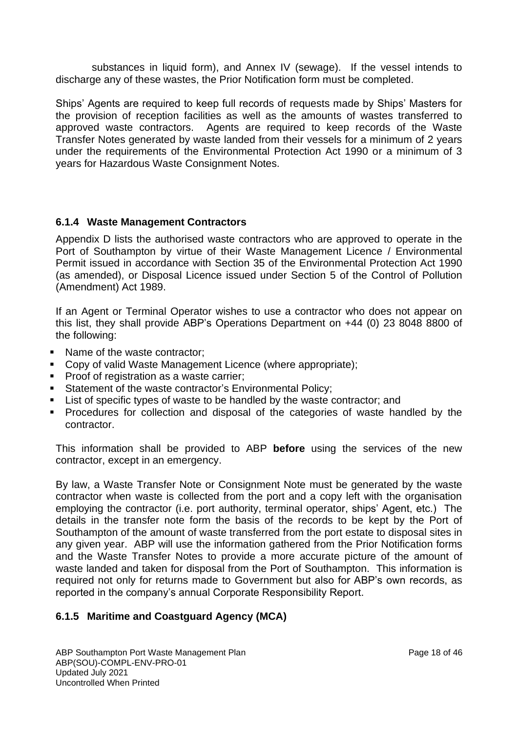substances in liquid form), and Annex IV (sewage). If the vessel intends to discharge any of these wastes, the Prior Notification form must be completed.

Ships' Agents are required to keep full records of requests made by Ships' Masters for the provision of reception facilities as well as the amounts of wastes transferred to approved waste contractors. Agents are required to keep records of the Waste Transfer Notes generated by waste landed from their vessels for a minimum of 2 years under the requirements of the Environmental Protection Act 1990 or a minimum of 3 years for Hazardous Waste Consignment Notes.

### 6.1.4 Waste Management Contractors

Appendix D lists the authorised waste contractors who are approved to operate in the Port of Southampton by virtue of their Waste Management Licence / Environmental Permit issued in accordance with Section 35 of the Environmental Protection Act 1990 (as amended), or Disposal Licence issued under Section 5 of the Control of Pollution (Amendment) Act 1989.

If an Agent or Terminal Operator wishes to use a contractor who does not appear on this list, they shall provide ABP's Operations Department on +44 (0) 23 8048 8800 of the following:

- Name of the waste contractor;
- Copy of valid Waste Management Licence (where appropriate);
- Proof of registration as a waste carrier;
- Statement of the waste contractor's Environmental Policy;
- List of specific types of waste to be handled by the waste contractor; and
- Procedures for collection and disposal of the categories of waste handled by the contractor.

This information shall be provided to ABP **before** using the services of the new contractor, except in an emergency.

By law, a Waste Transfer Note or Consignment Note must be generated by the waste contractor when waste is collected from the port and a copy left with the organisation employing the contractor (i.e. port authority, terminal operator, ships' Agent, etc.) The details in the transfer note form the basis of the records to be kept by the Port of Southampton of the amount of waste transferred from the port estate to disposal sites in any given year. ABP will use the information gathered from the Prior Notification forms and the Waste Transfer Notes to provide a more accurate picture of the amount of waste landed and taken for disposal from the Port of Southampton. This information is required not only for returns made to Government but also for ABP's own records, as reported in the company's annual Corporate Responsibility Report.

### 6.1.5 Maritime and Coastguard Agency (MCA)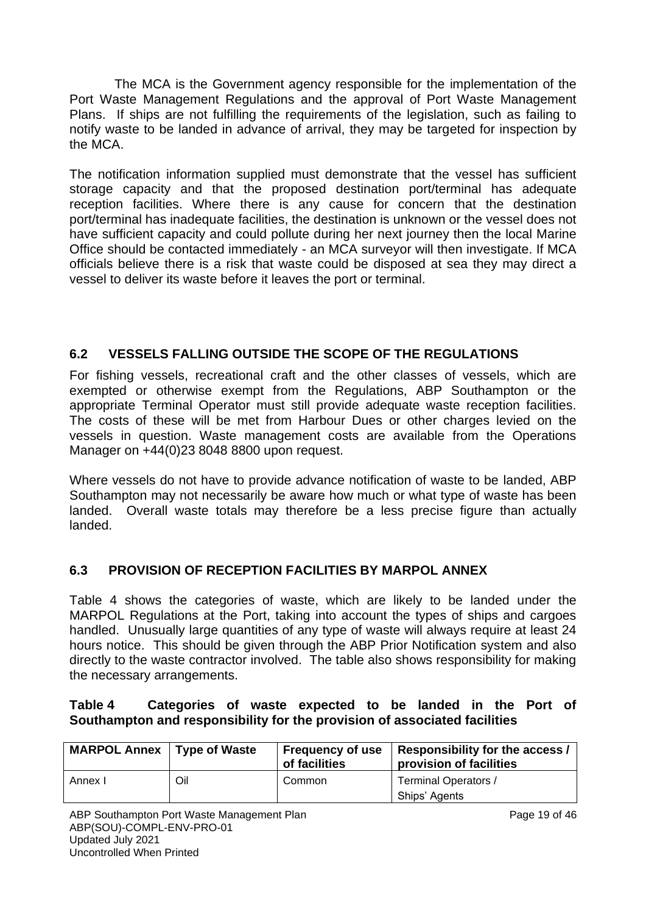The MCA is the Government agency responsible for the implementation of the Port Waste Management Regulations and the approval of Port Waste Management Plans. If ships are not fulfilling the requirements of the legislation, such as failing to notify waste to be landed in advance of arrival, they may be targeted for inspection by the MCA.

The notification information supplied must demonstrate that the vessel has sufficient storage capacity and that the proposed destination port/terminal has adequate reception facilities. Where there is any cause for concern that the destination port/terminal has inadequate facilities, the destination is unknown or the vessel does not have sufficient capacity and could pollute during her next journey then the local Marine Office should be contacted immediately - an MCA surveyor will then investigate. If MCA officials believe there is a risk that waste could be disposed at sea they may direct a vessel to deliver its waste before it leaves the port or terminal.

## 6.2 VESSELS FALLING OUTSIDE THE SCOPE OF THE REGULATIONS

For fishing vessels, recreational craft and the other classes of vessels, which are exempted or otherwise exempt from the Regulations, ABP Southampton or the appropriate Terminal Operator must still provide adequate waste reception facilities. The costs of these will be met from Harbour Dues or other charges levied on the vessels in question. Waste management costs are available from the Operations Manager on +44(0)23 8048 8800 upon request.

Where vessels do not have to provide advance notification of waste to be landed, ABP Southampton may not necessarily be aware how much or what type of waste has been landed. Overall waste totals may therefore be a less precise figure than actually landed.

## 6.3 PROVISION OF RECEPTION FACILITIES BY MARPOL ANNEX

Table 4 shows the categories of waste, which are likely to be landed under the MARPOL Regulations at the Port, taking into account the types of ships and cargoes handled. Unusually large quantities of any type of waste will always require at least 24 hours notice. This should be given through the ABP Prior Notification system and also directly to the waste contractor involved. The table also shows responsibility for making the necessary arrangements.

**Table 4 Categories of waste expected to be landed in the Port of Southampton and responsibility for the provision of associated facilities**

| MARPOL Annex | Type of Waste | Frequency of use of facilities | Responsibility for the access / provision of facilities |
|---|---|---|---|
| Annex I | Oil | Common | Terminal Operators / Ships' Agents |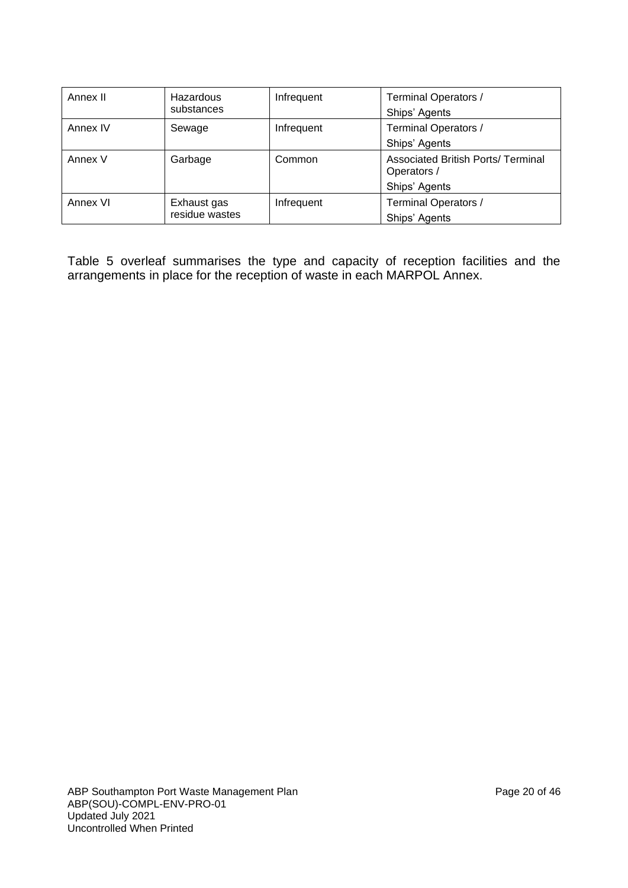| Annex II | Hazardous substances | Infrequent | Terminal Operators / Ships' Agents |
|---|---|---|---|
| Annex IV | Sewage | Infrequent | Terminal Operators / Ships' Agents |
| Annex V | Garbage | Common | Associated British Ports/ Terminal Operators / Ships' Agents |
| Annex VI | Exhaust gas residue wastes | Infrequent | Terminal Operators / Ships' Agents |

Table 5 overleaf summarises the type and capacity of reception facilities and the arrangements in place for the reception of waste in each MARPOL Annex.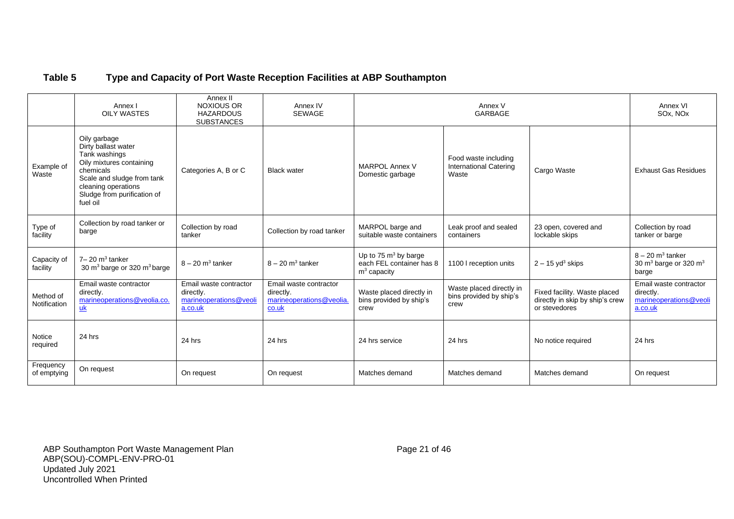**Table 5 Type and Capacity of Port Waste Reception Facilities at ABP Southampton**

| | Annex I OILY WASTES | Annex II NOXIOUS OR HAZARDOUS SUBSTANCES | Annex IV SEWAGE | Annex V GARBAGE | | | Annex VI SOx, NOx |
|---|---|---|---|---|---|---|---|
| Example of Waste | Oily garbage<br>Dirty ballast water<br>Tank washings<br>Oily mixtures containing chemicals<br>Scale and sludge from tank cleaning operations<br>Sludge from purification of fuel oil | Categories A, B or C | Black water | MARPOL Annex V Domestic garbage | Food waste including International Catering Waste | Cargo Waste | Exhaust Gas Residues |
| Type of facility | Collection by road tanker or barge | Collection by road tanker | Collection by road tanker | MARPOL barge and suitable waste containers | Leak proof and sealed containers | 23 open, covered and lockable skips | Collection by road tanker or barge |
| Capacity of facility | 7– 20 $m^3$ tanker<br>30 $m^3$ barge or 320 $m^3$ barge | 8 – 20 $m^3$ tanker | 8 – 20 $m^3$ tanker | Up to 75 $m^3$ by barge each FEL container has 8 $m^3$ capacity | 1100 l reception units | 2 – 15 $yd^3$ skips | 8 – 20 $m^3$ tanker<br>30 $m^3$ barge or 320 $m^3$ barge |
| Method of Notification | Email waste contractor directly. marineoperations@veolia.co.uk | Email waste contractor directly. marineoperations@veolia.co.uk | Email waste contractor directly. marineoperations@veolia.co.uk | Waste placed directly in bins provided by ship's crew | Waste placed directly in bins provided by ship's crew | Fixed facility. Waste placed directly in skip by ship's crew or stevedores | Email waste contractor directly. marineoperations@veolia.co.uk |
| Notice required | 24 hrs | 24 hrs | 24 hrs | 24 hrs service | 24 hrs | No notice required | 24 hrs |
| Frequency of emptying | On request | On request | On request | Matches demand | Matches demand | Matches demand | On request |

ABP Southampton Port Waste Management Plan
ABP(SOU)-COMPL-ENV-PRO-01
Updated July 2021
Uncontrolled When Printed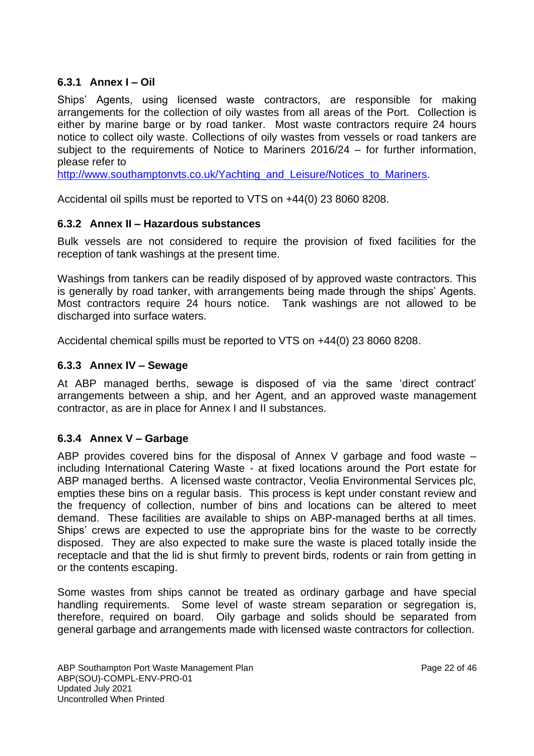### 6.3.1 Annex I – Oil

Ships' Agents, using licensed waste contractors, are responsible for making arrangements for the collection of oily wastes from all areas of the Port. Collection is either by marine barge or by road tanker. Most waste contractors require 24 hours notice to collect oily waste. Collections of oily wastes from vessels or road tankers are subject to the requirements of Notice to Mariners 2016/24 – for further information, please refer to [http://www.southamptonvts.co.uk/Yachting_and_Leisure/Notices_to_Mariners](http://www.southamptonvts.co.uk/Yachting_and_Leisure/Notices_to_Mariners).

Accidental oil spills must be reported to VTS on +44(0) 23 8060 8208.

### 6.3.2 Annex II – Hazardous substances

Bulk vessels are not considered to require the provision of fixed facilities for the reception of tank washings at the present time.

Washings from tankers can be readily disposed of by approved waste contractors. This is generally by road tanker, with arrangements being made through the ships' Agents. Most contractors require 24 hours notice. Tank washings are not allowed to be discharged into surface waters.

Accidental chemical spills must be reported to VTS on +44(0) 23 8060 8208.

### 6.3.3 Annex IV – Sewage

At ABP managed berths, sewage is disposed of via the same 'direct contract' arrangements between a ship, and her Agent, and an approved waste management contractor, as are in place for Annex I and II substances.

### 6.3.4 Annex V – Garbage

ABP provides covered bins for the disposal of Annex V garbage and food waste – including International Catering Waste - at fixed locations around the Port estate for ABP managed berths. A licensed waste contractor, Veolia Environmental Services plc, empties these bins on a regular basis. This process is kept under constant review and the frequency of collection, number of bins and locations can be altered to meet demand. These facilities are available to ships on ABP-managed berths at all times. Ships' crews are expected to use the appropriate bins for the waste to be correctly disposed. They are also expected to make sure the waste is placed totally inside the receptacle and that the lid is shut firmly to prevent birds, rodents or rain from getting in or the contents escaping.

Some wastes from ships cannot be treated as ordinary garbage and have special handling requirements. Some level of waste stream separation or segregation is, therefore, required on board. Oily garbage and solids should be separated from general garbage and arrangements made with licensed waste contractors for collection.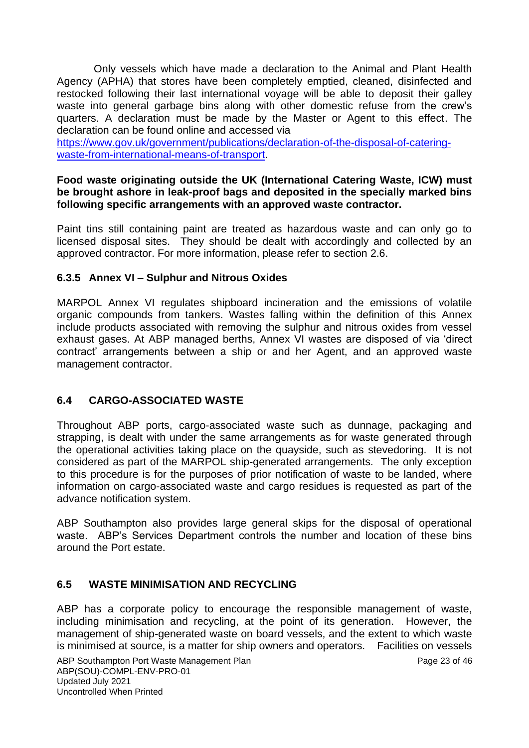Only vessels which have made a declaration to the Animal and Plant Health Agency (APHA) that stores have been completely emptied, cleaned, disinfected and restocked following their last international voyage will be able to deposit their galley waste into general garbage bins along with other domestic refuse from the crew's quarters. A declaration must be made by the Master or Agent to this effect. The declaration can be found online and accessed via [https://www.gov.uk/government/publications/declaration-of-the-disposal-of-catering-waste-from-international-means-of-transport](https://www.gov.uk/government/publications/declaration-of-the-disposal-of-catering-waste-from-international-means-of-transport).

**Food waste originating outside the UK (International Catering Waste, ICW) must be brought ashore in leak-proof bags and deposited in the specially marked bins following specific arrangements with an approved waste contractor.**

Paint tins still containing paint are treated as hazardous waste and can only go to licensed disposal sites. They should be dealt with accordingly and collected by an approved contractor. For more information, please refer to section 2.6.

#### 6.3.5 Annex VI – Sulphur and Nitrous Oxides

MARPOL Annex VI regulates shipboard incineration and the emissions of volatile organic compounds from tankers. Wastes falling within the definition of this Annex include products associated with removing the sulphur and nitrous oxides from vessel exhaust gases. At ABP managed berths, Annex VI wastes are disposed of via 'direct contract' arrangements between a ship or and her Agent, and an approved waste management contractor.

### 6.4 CARGO-ASSOCIATED WASTE

Throughout ABP ports, cargo-associated waste such as dunnage, packaging and strapping, is dealt with under the same arrangements as for waste generated through the operational activities taking place on the quayside, such as stevedoring. It is not considered as part of the MARPOL ship-generated arrangements. The only exception to this procedure is for the purposes of prior notification of waste to be landed, where information on cargo-associated waste and cargo residues is requested as part of the advance notification system.

ABP Southampton also provides large general skips for the disposal of operational waste. ABP's Services Department controls the number and location of these bins around the Port estate.

### 6.5 WASTE MINIMISATION AND RECYCLING

ABP has a corporate policy to encourage the responsible management of waste, including minimisation and recycling, at the point of its generation. However, the management of ship-generated waste on board vessels, and the extent to which waste is minimised at source, is a matter for ship owners and operators. Facilities on vessels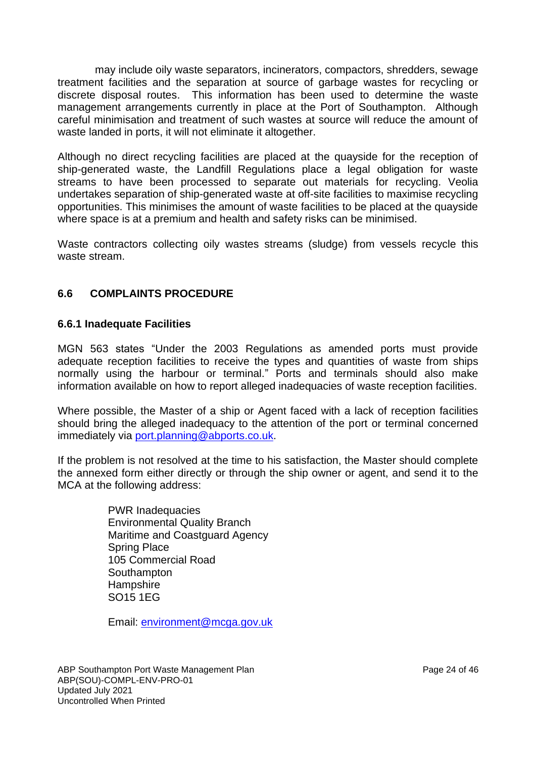may include oily waste separators, incinerators, compactors, shredders, sewage treatment facilities and the separation at source of garbage wastes for recycling or discrete disposal routes. This information has been used to determine the waste management arrangements currently in place at the Port of Southampton. Although careful minimisation and treatment of such wastes at source will reduce the amount of waste landed in ports, it will not eliminate it altogether.

Although no direct recycling facilities are placed at the quayside for the reception of ship-generated waste, the Landfill Regulations place a legal obligation for waste streams to have been processed to separate out materials for recycling. Veolia undertakes separation of ship-generated waste at off-site facilities to maximise recycling opportunities. This minimises the amount of waste facilities to be placed at the quayside where space is at a premium and health and safety risks can be minimised.

Waste contractors collecting oily wastes streams (sludge) from vessels recycle this waste stream.

## 6.6 COMPLAINTS PROCEDURE

### 6.6.1 Inadequate Facilities

MGN 563 states "Under the 2003 Regulations as amended ports must provide adequate reception facilities to receive the types and quantities of waste from ships normally using the harbour or terminal." Ports and terminals should also make information available on how to report alleged inadequacies of waste reception facilities.

Where possible, the Master of a ship or Agent faced with a lack of reception facilities should bring the alleged inadequacy to the attention of the port or terminal concerned immediately via port.planning@abports.co.uk.

If the problem is not resolved at the time to his satisfaction, the Master should complete the annexed form either directly or through the ship owner or agent, and send it to the MCA at the following address:

PWR Inadequacies
Environmental Quality Branch
Maritime and Coastguard Agency
Spring Place
105 Commercial Road
Southampton
Hampshire
SO15 1EG

Email: environment@mcga.gov.uk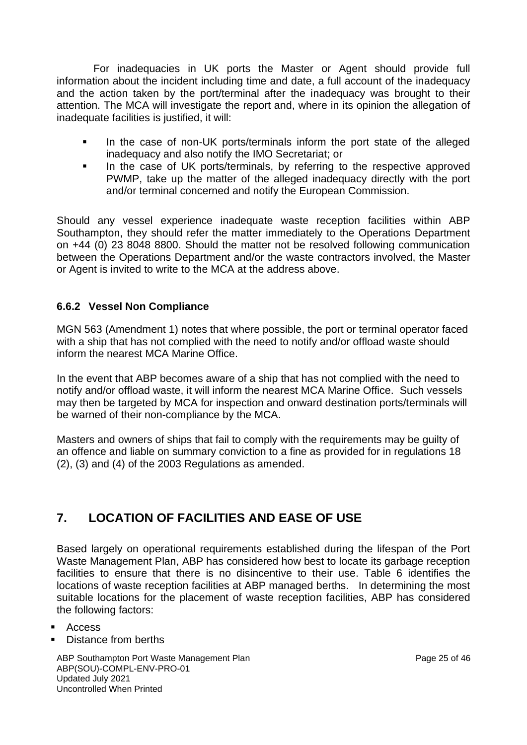For inadequacies in UK ports the Master or Agent should provide full information about the incident including time and date, a full account of the inadequacy and the action taken by the port/terminal after the inadequacy was brought to their attention. The MCA will investigate the report and, where in its opinion the allegation of inadequate facilities is justified, it will:

- In the case of non-UK ports/terminals inform the port state of the alleged inadequacy and also notify the IMO Secretariat; or
- In the case of UK ports/terminals, by referring to the respective approved PWMP, take up the matter of the alleged inadequacy directly with the port and/or terminal concerned and notify the European Commission.

Should any vessel experience inadequate waste reception facilities within ABP Southampton, they should refer the matter immediately to the Operations Department on +44 (0) 23 8048 8800. Should the matter not be resolved following communication between the Operations Department and/or the waste contractors involved, the Master or Agent is invited to write to the MCA at the address above.

### 6.6.2 Vessel Non Compliance

MGN 563 (Amendment 1) notes that where possible, the port or terminal operator faced with a ship that has not complied with the need to notify and/or offload waste should inform the nearest MCA Marine Office.

In the event that ABP becomes aware of a ship that has not complied with the need to notify and/or offload waste, it will inform the nearest MCA Marine Office. Such vessels may then be targeted by MCA for inspection and onward destination ports/terminals will be warned of their non-compliance by the MCA.

Masters and owners of ships that fail to comply with the requirements may be guilty of an offence and liable on summary conviction to a fine as provided for in regulations 18 (2), (3) and (4) of the 2003 Regulations as amended.

## 7. LOCATION OF FACILITIES AND EASE OF USE

Based largely on operational requirements established during the lifespan of the Port Waste Management Plan, ABP has considered how best to locate its garbage reception facilities to ensure that there is no disincentive to their use. Table 6 identifies the locations of waste reception facilities at ABP managed berths. In determining the most suitable locations for the placement of waste reception facilities, ABP has considered the following factors:

- Access
- Distance from berths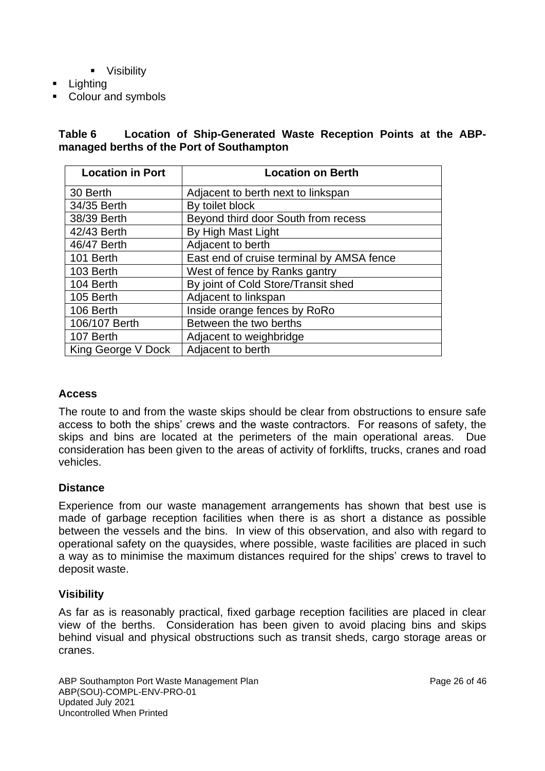- Visibility
- Lighting
- Colour and symbols

**Table 6 Location of Ship-Generated Waste Reception Points at the ABP-managed berths of the Port of Southampton**

| Location in Port | Location on Berth |
| --- | --- |
| 30 Berth | Adjacent to berth next to linkspan |
| 34/35 Berth | By toilet block |
| 38/39 Berth | Beyond third door South from recess |
| 42/43 Berth | By High Mast Light |
| 46/47 Berth | Adjacent to berth |
| 101 Berth | East end of cruise terminal by AMSA fence |
| 103 Berth | West of fence by Ranks gantry |
| 104 Berth | By joint of Cold Store/Transit shed |
| 105 Berth | Adjacent to linkspan |
| 106 Berth | Inside orange fences by RoRo |
| 106/107 Berth | Between the two berths |
| 107 Berth | Adjacent to weighbridge |
| King George V Dock | Adjacent to berth |

### Access

The route to and from the waste skips should be clear from obstructions to ensure safe access to both the ships' crews and the waste contractors. For reasons of safety, the skips and bins are located at the perimeters of the main operational areas. Due consideration has been given to the areas of activity of forklifts, trucks, cranes and road vehicles.

### Distance

Experience from our waste management arrangements has shown that best use is made of garbage reception facilities when there is as short a distance as possible between the vessels and the bins. In view of this observation, and also with regard to operational safety on the quaysides, where possible, waste facilities are placed in such a way as to minimise the maximum distances required for the ships' crews to travel to deposit waste.

### Visibility

As far as is reasonably practical, fixed garbage reception facilities are placed in clear view of the berths. Consideration has been given to avoid placing bins and skips behind visual and physical obstructions such as transit sheds, cargo storage areas or cranes.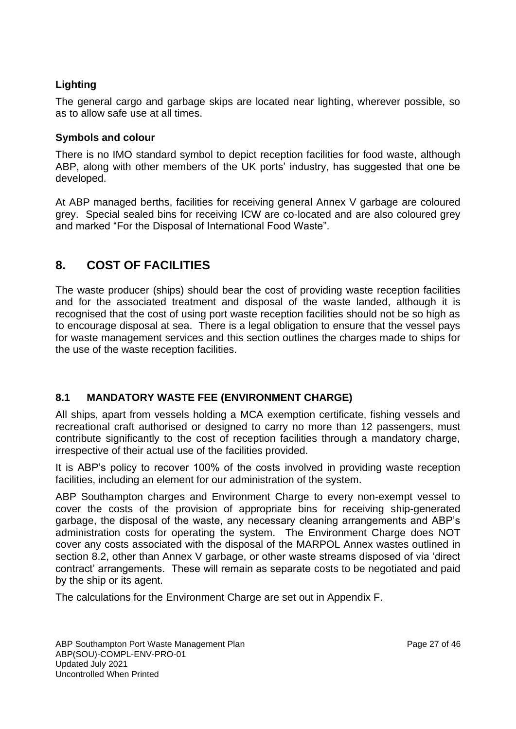**Lighting**

The general cargo and garbage skips are located near lighting, wherever possible, so as to allow safe use at all times.

**Symbols and colour**

There is no IMO standard symbol to depict reception facilities for food waste, although ABP, along with other members of the UK ports' industry, has suggested that one be developed.

At ABP managed berths, facilities for receiving general Annex V garbage are coloured grey. Special sealed bins for receiving ICW are co-located and are also coloured grey and marked "For the Disposal of International Food Waste".

## 8. COST OF FACILITIES

The waste producer (ships) should bear the cost of providing waste reception facilities and for the associated treatment and disposal of the waste landed, although it is recognised that the cost of using port waste reception facilities should not be so high as to encourage disposal at sea. There is a legal obligation to ensure that the vessel pays for waste management services and this section outlines the charges made to ships for the use of the waste reception facilities.

### 8.1 MANDATORY WASTE FEE (ENVIRONMENT CHARGE)

All ships, apart from vessels holding a MCA exemption certificate, fishing vessels and recreational craft authorised or designed to carry no more than 12 passengers, must contribute significantly to the cost of reception facilities through a mandatory charge, irrespective of their actual use of the facilities provided.

It is ABP's policy to recover 100% of the costs involved in providing waste reception facilities, including an element for our administration of the system.

ABP Southampton charges and Environment Charge to every non-exempt vessel to cover the costs of the provision of appropriate bins for receiving ship-generated garbage, the disposal of the waste, any necessary cleaning arrangements and ABP's administration costs for operating the system. The Environment Charge does NOT cover any costs associated with the disposal of the MARPOL Annex wastes outlined in section 8.2, other than Annex V garbage, or other waste streams disposed of via 'direct contract' arrangements. These will remain as separate costs to be negotiated and paid by the ship or its agent.

The calculations for the Environment Charge are set out in Appendix F.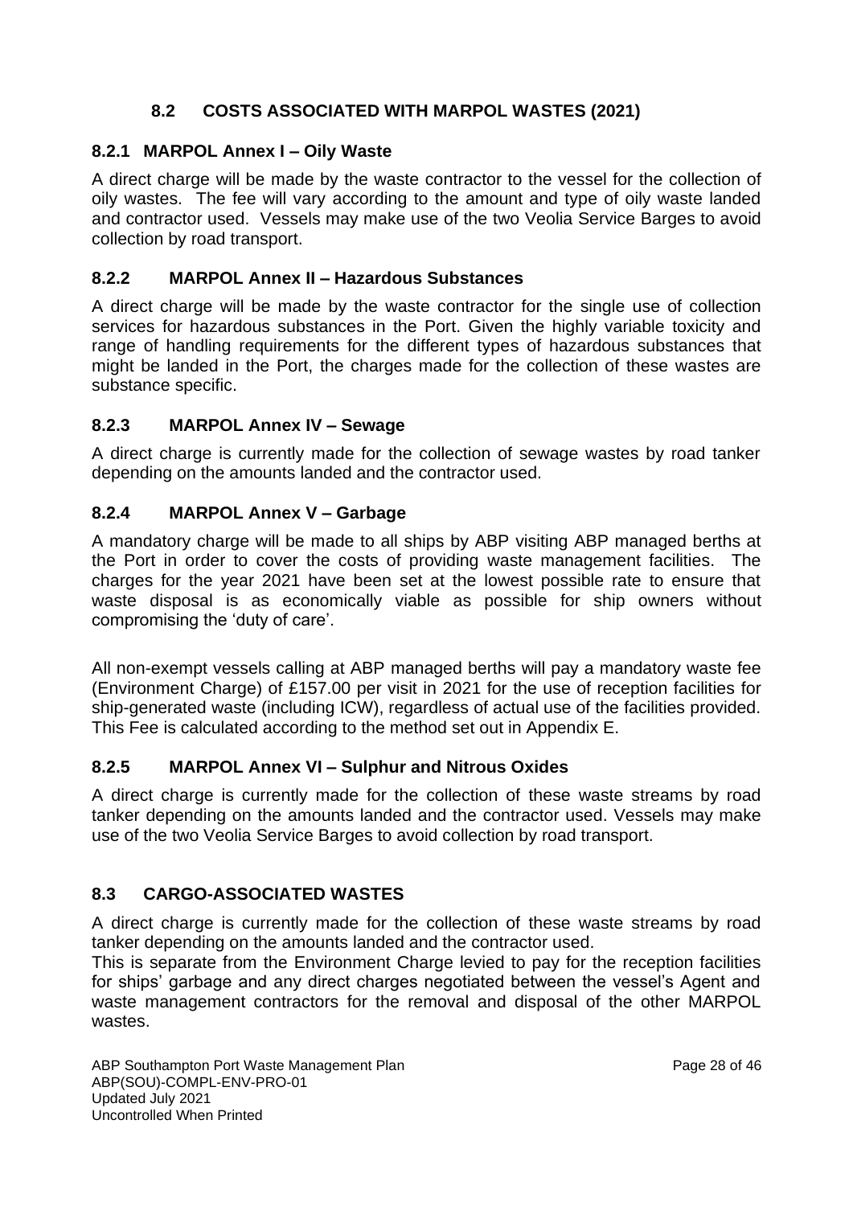## 8.2 COSTS ASSOCIATED WITH MARPOL WASTES (2021)

### 8.2.1 MARPOL Annex I – Oily Waste

A direct charge will be made by the waste contractor to the vessel for the collection of oily wastes. The fee will vary according to the amount and type of oily waste landed and contractor used. Vessels may make use of the two Veolia Service Barges to avoid collection by road transport.

### 8.2.2 MARPOL Annex II – Hazardous Substances

A direct charge will be made by the waste contractor for the single use of collection services for hazardous substances in the Port. Given the highly variable toxicity and range of handling requirements for the different types of hazardous substances that might be landed in the Port, the charges made for the collection of these wastes are substance specific.

### 8.2.3 MARPOL Annex IV – Sewage

A direct charge is currently made for the collection of sewage wastes by road tanker depending on the amounts landed and the contractor used.

### 8.2.4 MARPOL Annex V – Garbage

A mandatory charge will be made to all ships by ABP visiting ABP managed berths at the Port in order to cover the costs of providing waste management facilities. The charges for the year 2021 have been set at the lowest possible rate to ensure that waste disposal is as economically viable as possible for ship owners without compromising the 'duty of care'.

All non-exempt vessels calling at ABP managed berths will pay a mandatory waste fee (Environment Charge) of £157.00 per visit in 2021 for the use of reception facilities for ship-generated waste (including ICW), regardless of actual use of the facilities provided. This Fee is calculated according to the method set out in Appendix E.

### 8.2.5 MARPOL Annex VI – Sulphur and Nitrous Oxides

A direct charge is currently made for the collection of these waste streams by road tanker depending on the amounts landed and the contractor used. Vessels may make use of the two Veolia Service Barges to avoid collection by road transport.

## 8.3 CARGO-ASSOCIATED WASTES

A direct charge is currently made for the collection of these waste streams by road tanker depending on the amounts landed and the contractor used.
This is separate from the Environment Charge levied to pay for the reception facilities for ships' garbage and any direct charges negotiated between the vessel's Agent and waste management contractors for the removal and disposal of the other MARPOL wastes.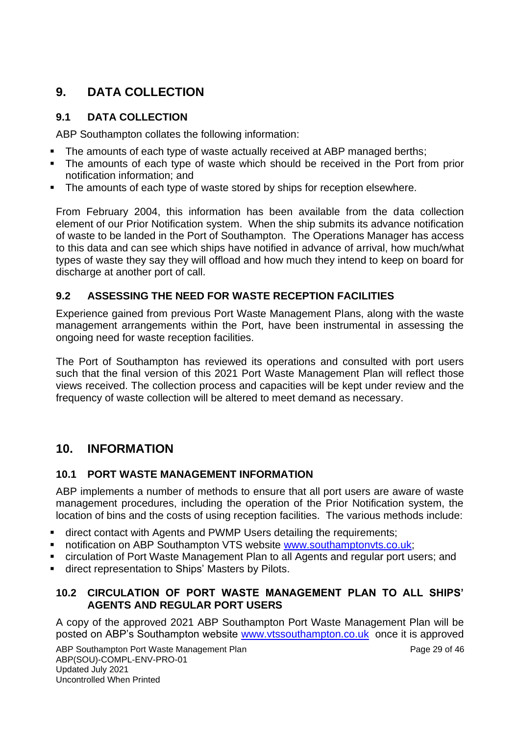# 9. DATA COLLECTION

## 9.1 DATA COLLECTION

ABP Southampton collates the following information:

- The amounts of each type of waste actually received at ABP managed berths;
- The amounts of each type of waste which should be received in the Port from prior notification information; and
- The amounts of each type of waste stored by ships for reception elsewhere.

From February 2004, this information has been available from the data collection element of our Prior Notification system. When the ship submits its advance notification of waste to be landed in the Port of Southampton. The Operations Manager has access to this data and can see which ships have notified in advance of arrival, how much/what types of waste they say they will offload and how much they intend to keep on board for discharge at another port of call.

## 9.2 ASSESSING THE NEED FOR WASTE RECEPTION FACILITIES

Experience gained from previous Port Waste Management Plans, along with the waste management arrangements within the Port, have been instrumental in assessing the ongoing need for waste reception facilities.

The Port of Southampton has reviewed its operations and consulted with port users such that the final version of this 2021 Port Waste Management Plan will reflect those views received. The collection process and capacities will be kept under review and the frequency of waste collection will be altered to meet demand as necessary.

# 10. INFORMATION

## 10.1 PORT WASTE MANAGEMENT INFORMATION

ABP implements a number of methods to ensure that all port users are aware of waste management procedures, including the operation of the Prior Notification system, the location of bins and the costs of using reception facilities. The various methods include:

- direct contact with Agents and PWMP Users detailing the requirements;
- notification on ABP Southampton VTS website www.southamptonvts.co.uk;
- circulation of Port Waste Management Plan to all Agents and regular port users; and
- direct representation to Ships' Masters by Pilots.

## 10.2 CIRCULATION OF PORT WASTE MANAGEMENT PLAN TO ALL SHIPS' AGENTS AND REGULAR PORT USERS

A copy of the approved 2021 ABP Southampton Port Waste Management Plan will be posted on ABP's Southampton website www.vtssouthampton.co.uk once it is approved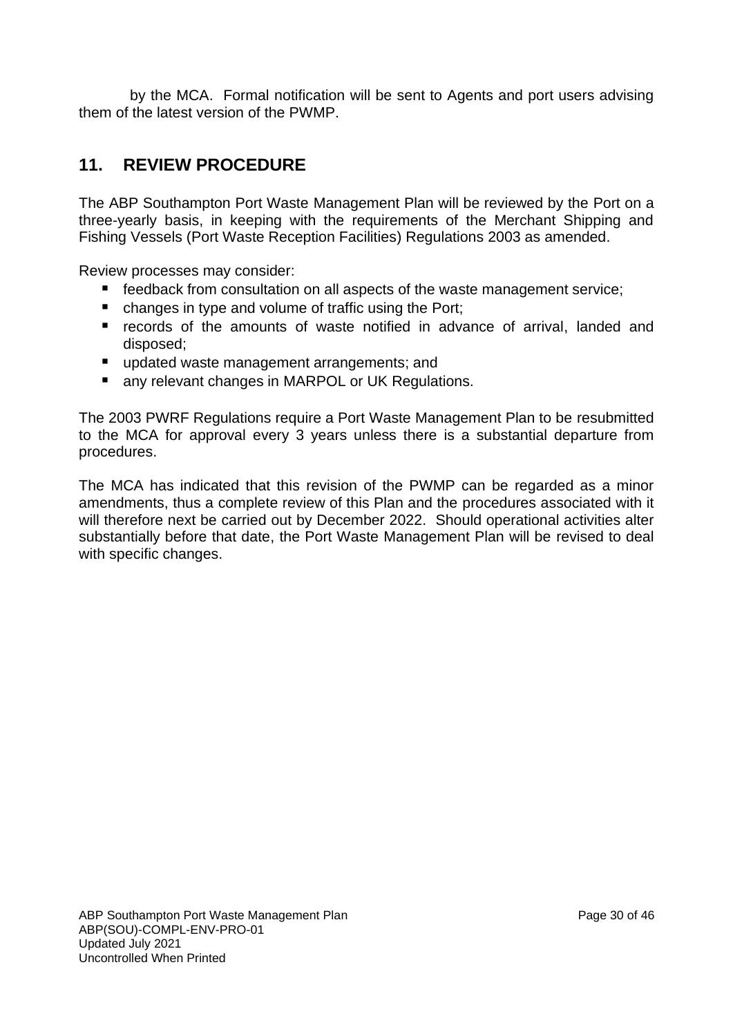by the MCA. Formal notification will be sent to Agents and port users advising them of the latest version of the PWMP.

## 11. REVIEW PROCEDURE

The ABP Southampton Port Waste Management Plan will be reviewed by the Port on a three-yearly basis, in keeping with the requirements of the Merchant Shipping and Fishing Vessels (Port Waste Reception Facilities) Regulations 2003 as amended.

Review processes may consider:

- feedback from consultation on all aspects of the waste management service;
- changes in type and volume of traffic using the Port;
- records of the amounts of waste notified in advance of arrival, landed and disposed;
- updated waste management arrangements; and
- any relevant changes in MARPOL or UK Regulations.

The 2003 PWRF Regulations require a Port Waste Management Plan to be resubmitted to the MCA for approval every 3 years unless there is a substantial departure from procedures.

The MCA has indicated that this revision of the PWMP can be regarded as a minor amendments, thus a complete review of this Plan and the procedures associated with it will therefore next be carried out by December 2022. Should operational activities alter substantially before that date, the Port Waste Management Plan will be revised to deal with specific changes.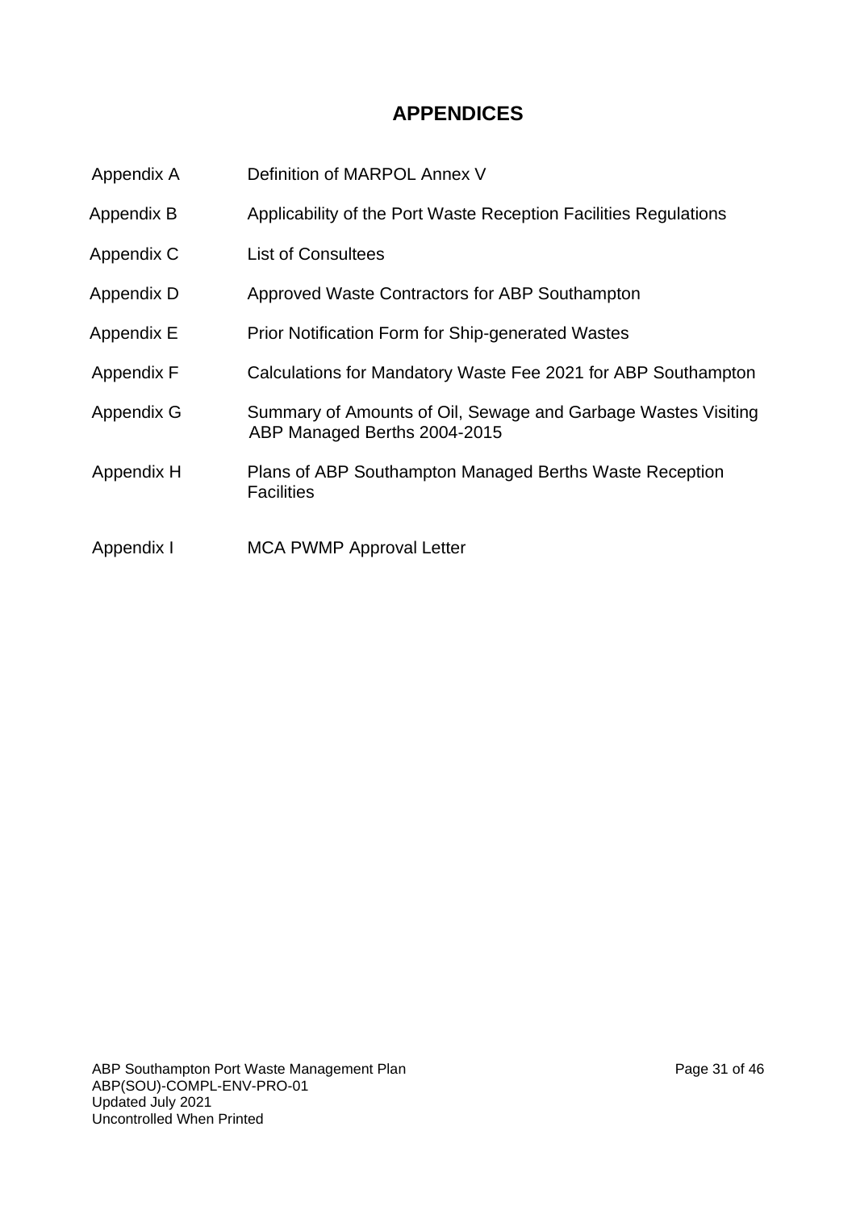# APPENDICES

| | |
|---|---|
| Appendix A | Definition of MARPOL Annex V |
| Appendix B | Applicability of the Port Waste Reception Facilities Regulations |
| Appendix C | List of Consultees |
| Appendix D | Approved Waste Contractors for ABP Southampton |
| Appendix E | Prior Notification Form for Ship-generated Wastes |
| Appendix F | Calculations for Mandatory Waste Fee 2021 for ABP Southampton |
| Appendix G | Summary of Amounts of Oil, Sewage and Garbage Wastes Visiting ABP Managed Berths 2004-2015 |
| Appendix H | Plans of ABP Southampton Managed Berths Waste Reception Facilities |
| Appendix I | MCA PWMP Approval Letter |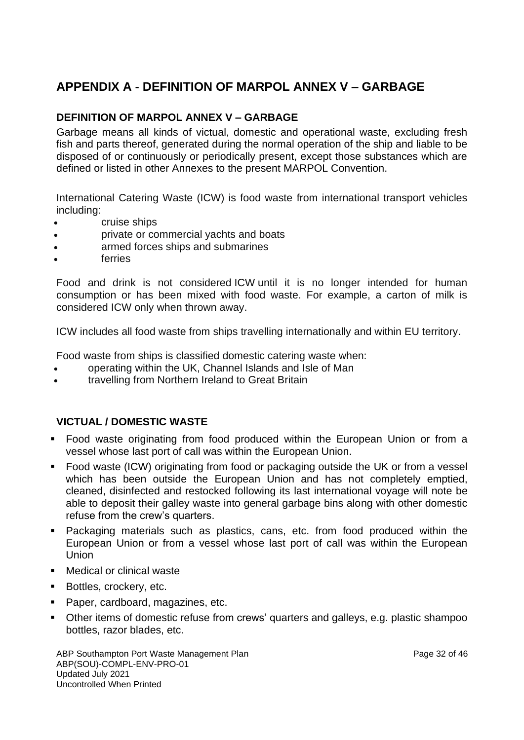# APPENDIX A - DEFINITION OF MARPOL ANNEX V – GARBAGE

## DEFINITION OF MARPOL ANNEX V – GARBAGE

Garbage means all kinds of victual, domestic and operational waste, excluding fresh fish and parts thereof, generated during the normal operation of the ship and liable to be disposed of or continuously or periodically present, except those substances which are defined or listed in other Annexes to the present MARPOL Convention.

International Catering Waste (ICW) is food waste from international transport vehicles including:

- cruise ships
- private or commercial yachts and boats
- armed forces ships and submarines
- ferries

Food and drink is not considered ICW until it is no longer intended for human consumption or has been mixed with food waste. For example, a carton of milk is considered ICW only when thrown away.

ICW includes all food waste from ships travelling internationally and within EU territory.

Food waste from ships is classified domestic catering waste when:

- operating within the UK, Channel Islands and Isle of Man
- travelling from Northern Ireland to Great Britain

## VICTUAL / DOMESTIC WASTE

- Food waste originating from food produced within the European Union or from a vessel whose last port of call was within the European Union.
- Food waste (ICW) originating from food or packaging outside the UK or from a vessel which has been outside the European Union and has not completely emptied, cleaned, disinfected and restocked following its last international voyage will note be able to deposit their galley waste into general garbage bins along with other domestic refuse from the crew's quarters.
- Packaging materials such as plastics, cans, etc. from food produced within the European Union or from a vessel whose last port of call was within the European Union
- Medical or clinical waste
- Bottles, crockery, etc.
- Paper, cardboard, magazines, etc.
- Other items of domestic refuse from crews' quarters and galleys, e.g. plastic shampoo bottles, razor blades, etc.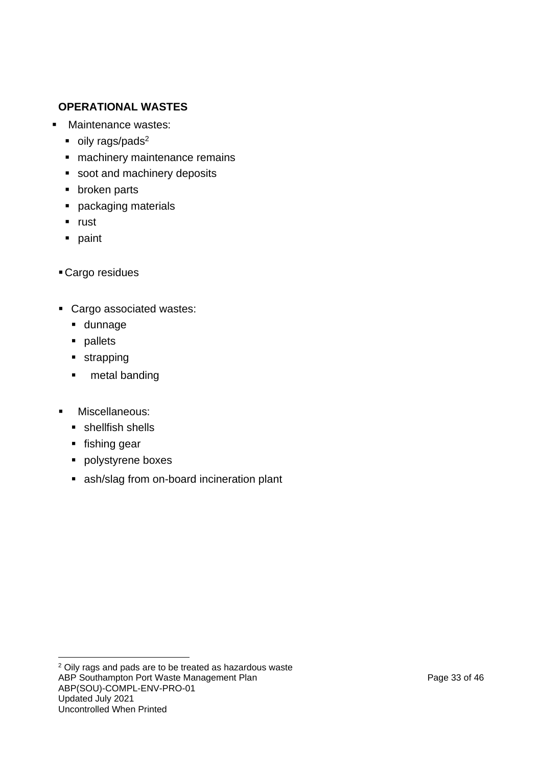**OPERATIONAL WASTES**

- Maintenance wastes:
  - oily rags/pads[2]
  - machinery maintenance remains
  - soot and machinery deposits
  - broken parts
  - packaging materials
  - rust
  - paint

- Cargo residues

- Cargo associated wastes:
  - dunnage
  - pallets
  - strapping
  - metal banding

- Miscellaneous:
  - shellfish shells
  - fishing gear
  - polystyrene boxes
  - ash/slag from on-board incineration plant

[2] Oily rags and pads are to be treated as hazardous waste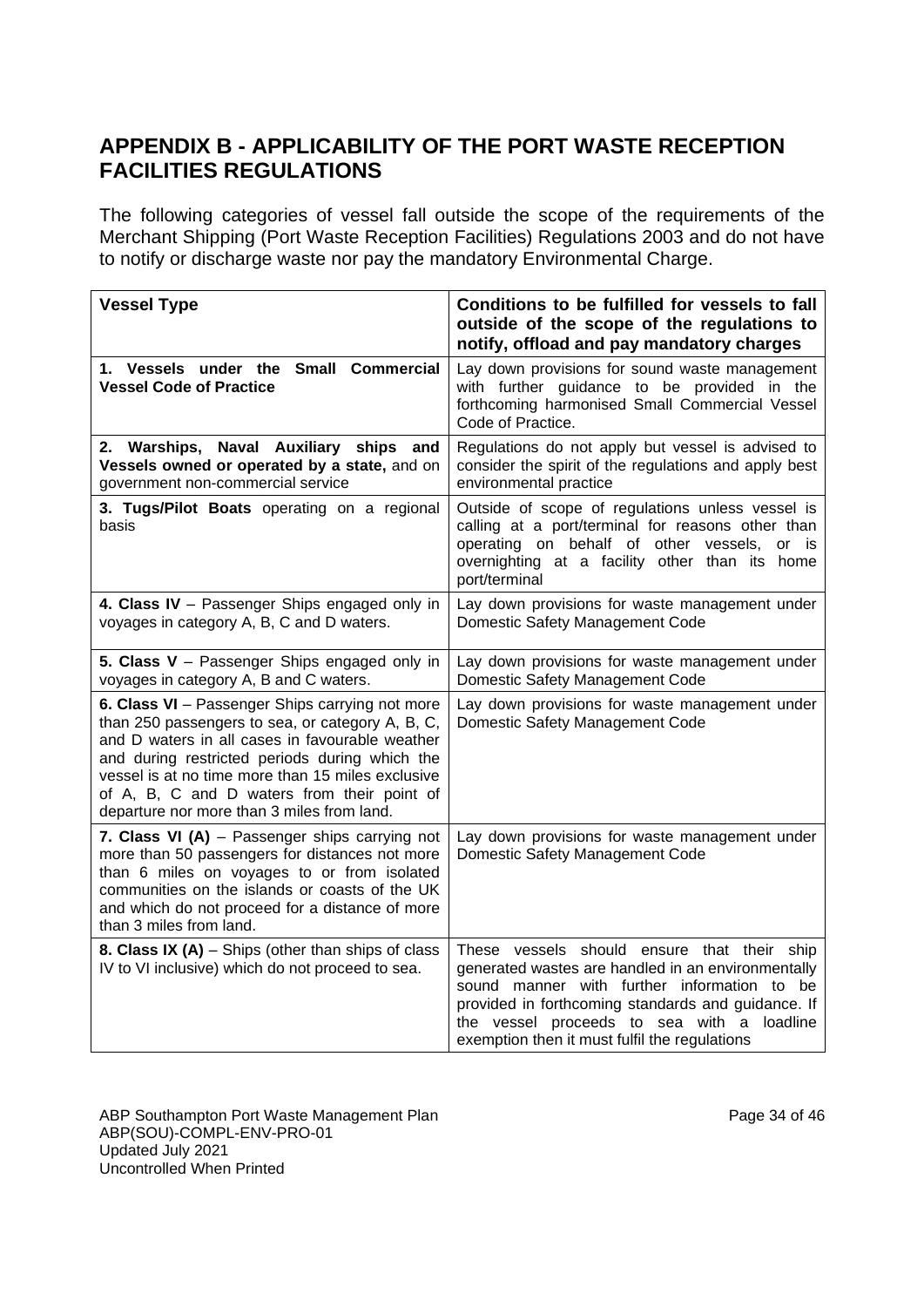## APPENDIX B - APPLICABILITY OF THE PORT WASTE RECEPTION FACILITIES REGULATIONS

The following categories of vessel fall outside the scope of the requirements of the Merchant Shipping (Port Waste Reception Facilities) Regulations 2003 and do not have to notify or discharge waste nor pay the mandatory Environmental Charge.

| Vessel Type | Conditions to be fulfilled for vessels to fall outside of the scope of the regulations to notify, offload and pay mandatory charges |
|---|---|
| **1. Vessels under the Small Commercial Vessel Code of Practice** | Lay down provisions for sound waste management with further guidance to be provided in the forthcoming harmonised Small Commercial Vessel Code of Practice. |
| **2. Warships, Naval Auxiliary ships and Vessels owned or operated by a state,** and on government non-commercial service | Regulations do not apply but vessel is advised to consider the spirit of the regulations and apply best environmental practice |
| **3. Tugs/Pilot Boats** operating on a regional basis | Outside of scope of regulations unless vessel is calling at a port/terminal for reasons other than operating on behalf of other vessels, or is overnighting at a facility other than its home port/terminal |
| **4. Class IV** – Passenger Ships engaged only in voyages in category A, B, C and D waters. | Lay down provisions for waste management under Domestic Safety Management Code |
| **5. Class V** – Passenger Ships engaged only in voyages in category A, B and C waters. | Lay down provisions for waste management under Domestic Safety Management Code |
| **6. Class VI** – Passenger Ships carrying not more than 250 passengers to sea, or category A, B, C, and D waters in all cases in favourable weather and during restricted periods during which the vessel is at no time more than 15 miles exclusive of A, B, C and D waters from their point of departure nor more than 3 miles from land. | Lay down provisions for waste management under Domestic Safety Management Code |
| **7. Class VI (A)** – Passenger ships carrying not more than 50 passengers for distances not more than 6 miles on voyages to or from isolated communities on the islands or coasts of the UK and which do not proceed for a distance of more than 3 miles from land. | Lay down provisions for waste management under Domestic Safety Management Code |
| **8. Class IX (A)** – Ships (other than ships of class IV to VI inclusive) which do not proceed to sea. | These vessels should ensure that their ship generated wastes are handled in an environmentally sound manner with further information to be provided in forthcoming standards and guidance. If the vessel proceeds to sea with a loadline exemption then it must fulfil the regulations |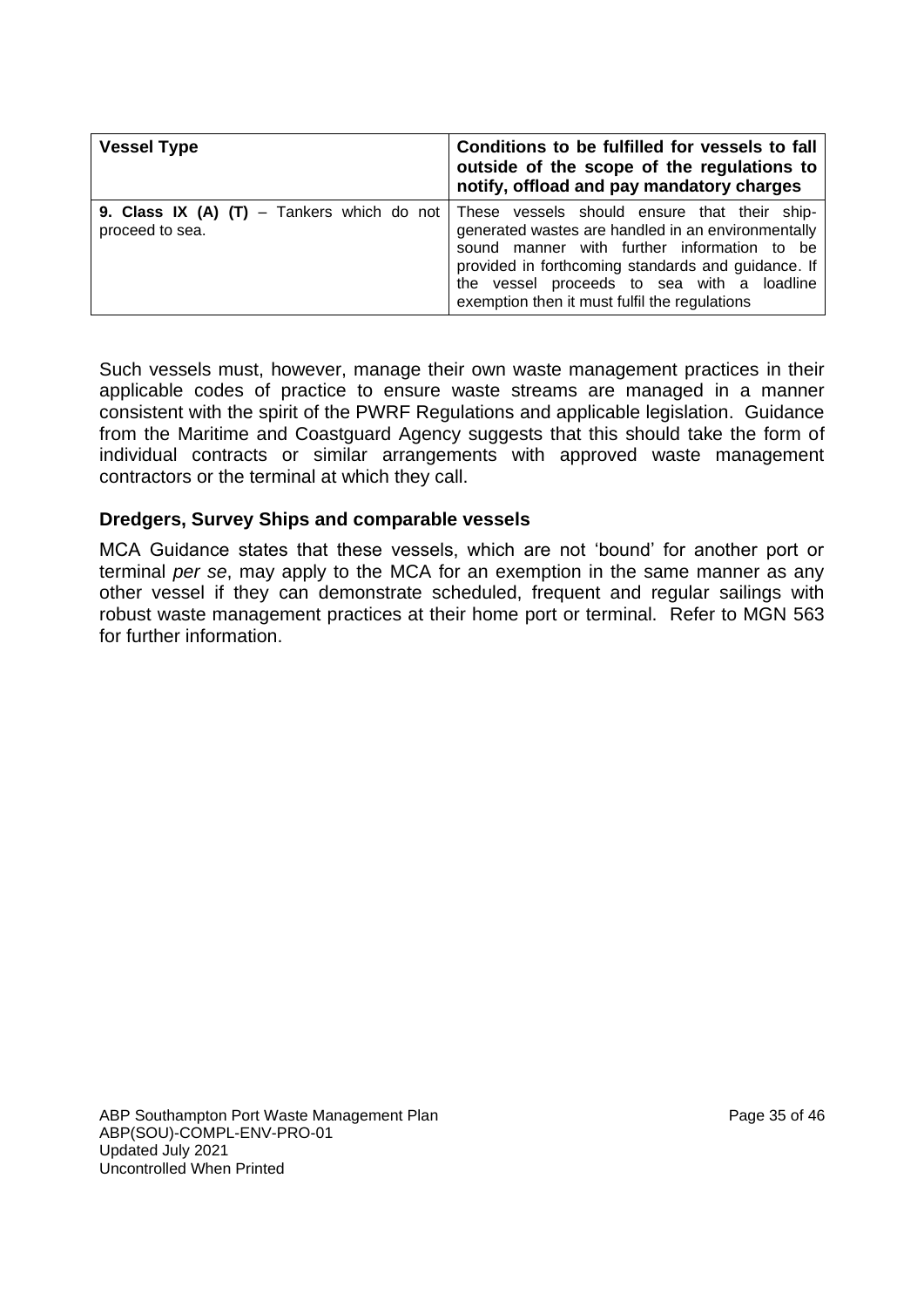| Vessel Type | Conditions to be fulfilled for vessels to fall outside of the scope of the regulations to notify, offload and pay mandatory charges |
|---|---|
| **9. Class IX (A) (T)** – Tankers which do not proceed to sea. | These vessels should ensure that their ship-generated wastes are handled in an environmentally sound manner with further information to be provided in forthcoming standards and guidance. If the vessel proceeds to sea with a loadline exemption then it must fulfil the regulations |

Such vessels must, however, manage their own waste management practices in their applicable codes of practice to ensure waste streams are managed in a manner consistent with the spirit of the PWRF Regulations and applicable legislation. Guidance from the Maritime and Coastguard Agency suggests that this should take the form of individual contracts or similar arrangements with approved waste management contractors or the terminal at which they call.

### Dredgers, Survey Ships and comparable vessels

MCA Guidance states that these vessels, which are not 'bound' for another port or terminal *per se*, may apply to the MCA for an exemption in the same manner as any other vessel if they can demonstrate scheduled, frequent and regular sailings with robust waste management practices at their home port or terminal. Refer to MGN 563 for further information.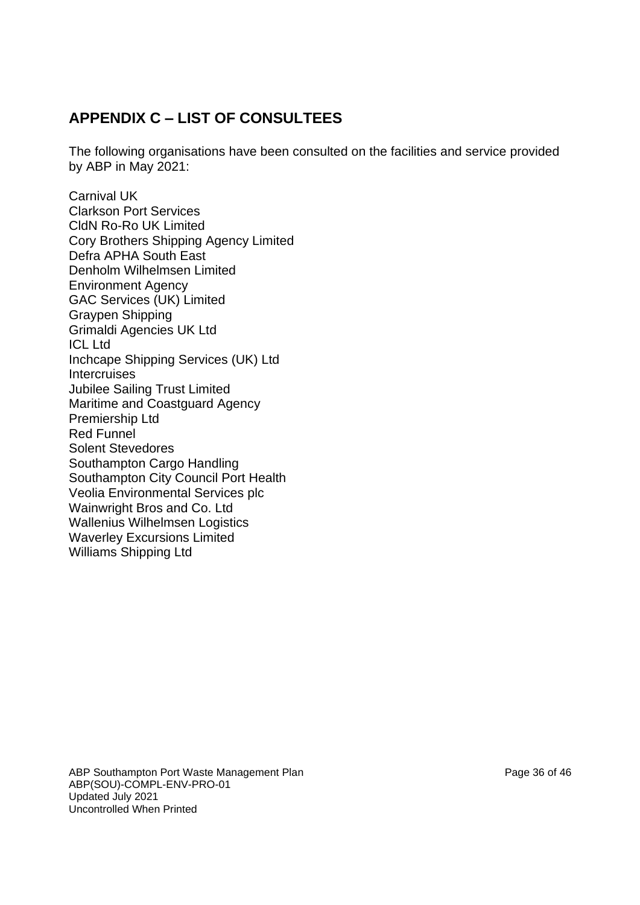## APPENDIX C – LIST OF CONSULTEES

The following organisations have been consulted on the facilities and service provided by ABP in May 2021:

Carnival UK  
Clarkson Port Services  
CldN Ro-Ro UK Limited  
Cory Brothers Shipping Agency Limited  
Defra APHA South East  
Denholm Wilhelmsen Limited  
Environment Agency  
GAC Services (UK) Limited  
Graypen Shipping  
Grimaldi Agencies UK Ltd  
ICL Ltd  
Inchcape Shipping Services (UK) Ltd  
Intercruises  
Jubilee Sailing Trust Limited  
Maritime and Coastguard Agency  
Premiership Ltd  
Red Funnel  
Solent Stevedores  
Southampton Cargo Handling  
Southampton City Council Port Health  
Veolia Environmental Services plc  
Wainwright Bros and Co. Ltd  
Wallenius Wilhelmsen Logistics  
Waverley Excursions Limited  
Williams Shipping Ltd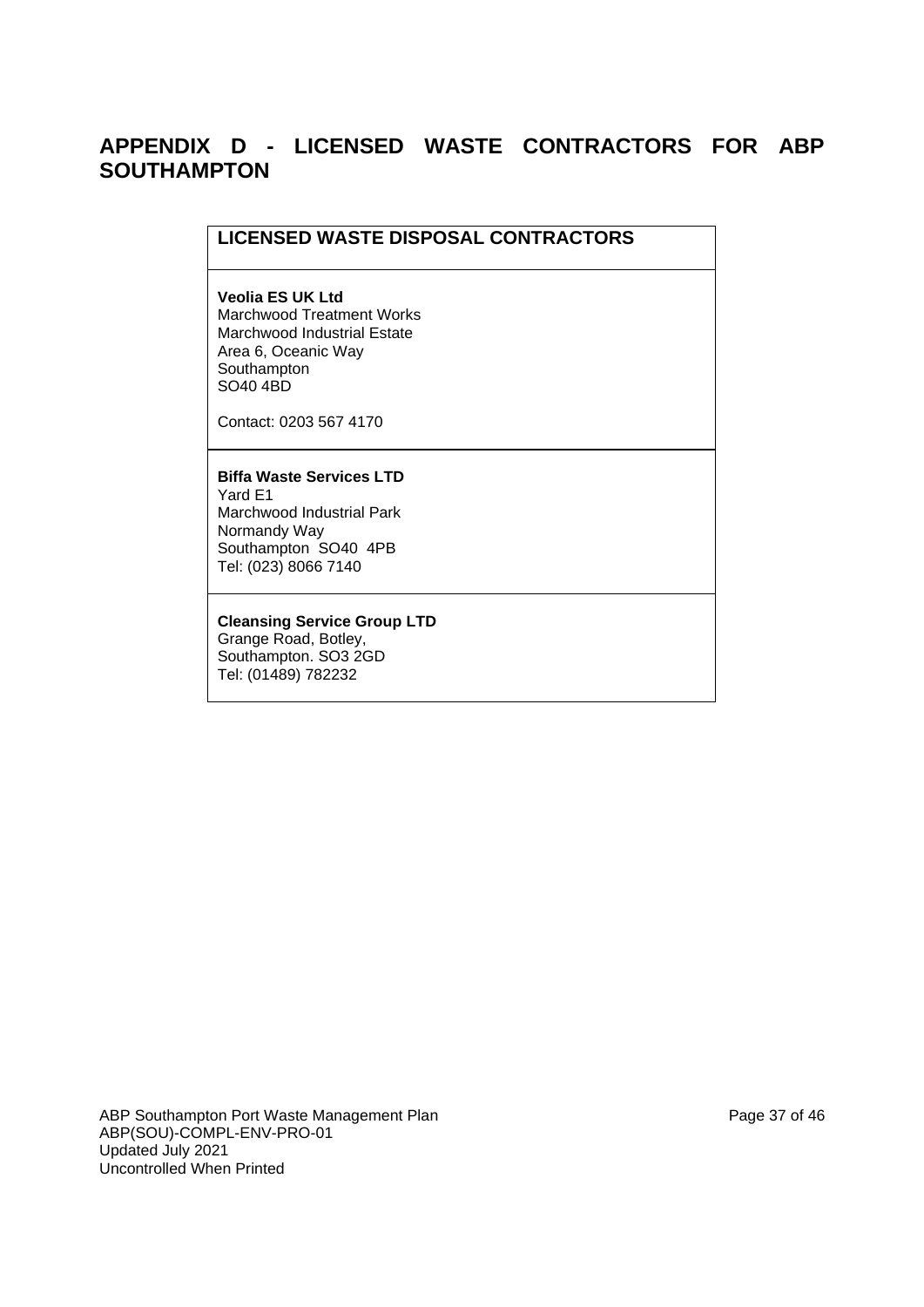## APPENDIX D - LICENSED WASTE CONTRACTORS FOR ABP SOUTHAMPTON

| LICENSED WASTE DISPOSAL CONTRACTORS |
|---|
| **Veolia ES UK Ltd**<br>Marchwood Treatment Works<br>Marchwood Industrial Estate<br>Area 6, Oceanic Way<br>Southampton<br>SO40 4BD<br><br>Contact: 0203 567 4170 |
| **Biffa Waste Services LTD**<br>Yard E1<br>Marchwood Industrial Park<br>Normandy Way<br>Southampton SO40 4PB<br>Tel: (023) 8066 7140 |
| **Cleansing Service Group LTD**<br>Grange Road, Botley,<br>Southampton. SO3 2GD<br>Tel: (01489) 782232 |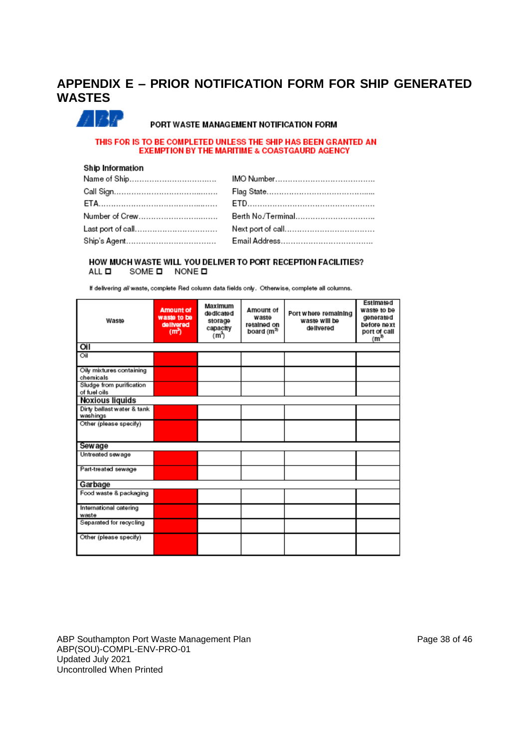# APPENDIX E – PRIOR NOTIFICATION FORM FOR SHIP GENERATED WASTES

**PORT WASTE MANAGEMENT NOTIFICATION FORM**

**THIS FOR IS TO BE COMPLETED UNLESS THE SHIP HAS BEEN GRANTED AN EXEMPTION BY THE MARITIME & COASTGAURD AGENCY**

**Ship Information**

| | |
|---|---|
| Name of Ship……………………………… | IMO Number………………………………… |
| Call Sign…………………………………… | Flag State…………………………………… |
| ETA………………………………………… | ETD…………………………………………… |
| Number of Crew…………………………… | Berth No./Terminal………………………… |
| Last port of call…………………………… | Next port of call…………………………… |
| Ship's Agent……………………………… | Email Address……………………………… |

**HOW MUCH WASTE WILL YOU DELIVER TO PORT RECEPTION FACILITIES?**

ALL ☐ SOME ☐ NONE ☐

If delivering *all* waste, complete Red column data fields only. Otherwise, complete all columns.

| Waste | Amount of waste to be delivered ($m^3$) | Maximum dedicated storage capacity ($m^3$) | Amount of waste retained on board ($m^3$) | Port where remaining waste will be delivered | Estimated waste to be generated before next port of call ($m^3$) |
|---|---|---|---|---|---|
| **Oil** | | | | | |
| Oil | | | | | |
| Oily mixtures containing chemicals | | | | | |
| Sludge from purification of fuel oils | | | | | |
| **Noxious liquids** | | | | | |
| Dirty ballast water & tank washings | | | | | |
| Other (please specify) | | | | | |
| **Sewage** | | | | | |
| Untreated sewage | | | | | |
| Part-treated sewage | | | | | |
| **Garbage** | | | | | |
| Food waste & packaging | | | | | |
| International catering waste | | | | | |
| Separated for recycling | | | | | |
| Other (please specify) | | | | | |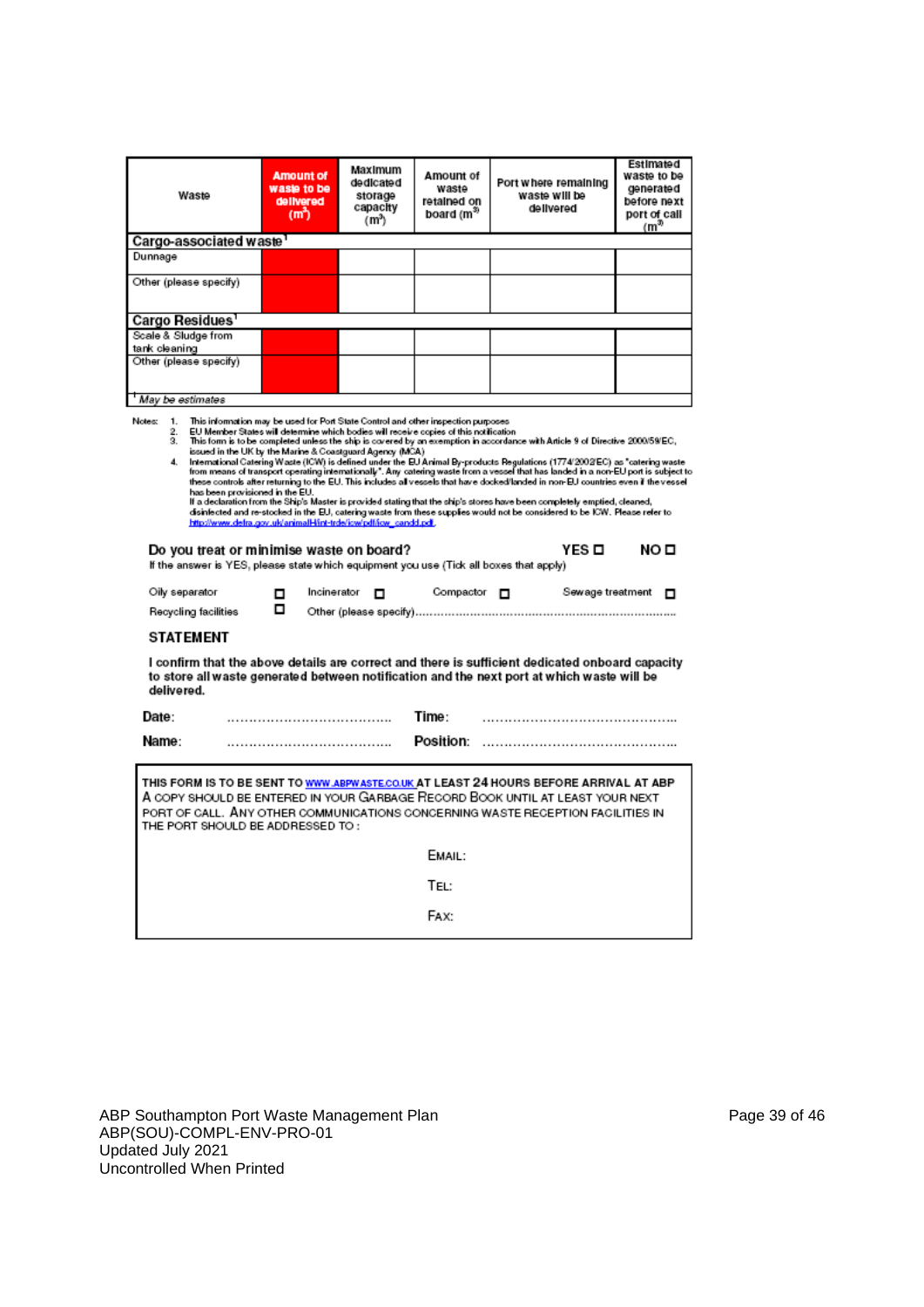| Waste | Amount of waste to be delivered ($m^3$) | Maximum dedicated storage capacity ($m^3$) | Amount of waste retained on board ($m^3$) | Port where remaining waste will be delivered | Estimated waste to be generated before next port of call ($m^3$) |
|---|---|---|---|---|---|
| **Cargo-associated waste**[1] | | | | | |
| Dunnage | | | | | |
| Other (please specify) | | | | | |
| **Cargo Residues**[1] | | | | | |
| Scale & Sludge from tank cleaning | | | | | |
| Other (please specify) | | | | | |

[1] *May be estimates*

Notes:
1. This information may be used for Port State Control and other inspection purposes
2. EU Member States will determine which bodies will receive copies of this notification
3. This form is to be completed unless the ship is covered by an exemption in accordance with Article 9 of Directive 2000/59/EC, issued in the UK by the Marine & Coastguard Agency (MCA)
4. International Catering Waste (ICW) is defined under the EU Animal By-products Regulations (1774/2002EC) as "catering waste from means of transport operating internationally". Any catering waste from a vessel that has landed in a non-EU port is subject to these controls after returning to the EU. This includes all vessels that have docked/landed in non-EU countries even if the vessel has been provisioned in the EU.
   If a declaration from the Ship's Master is provided stating that the ship's stores have been completely emptied, cleaned, disinfected and re-stocked in the EU, catering waste from these supplies would not be considered to be ICW. Please refer to http://www.defra.gov.uk/animalh/int-trde/icw/pdf/icw_candd.pdf

**Do you treat or minimise waste on board?** YES ☐ NO ☐

If the answer is YES, please state which equipment you use (Tick all boxes that apply)

Oily separator ☐ Incinerator ☐ Compactor ☐ Sewage treatment ☐

Recycling facilities ☐ Other (please specify)…………………………………………………………………

## STATEMENT

**I confirm that the above details are correct and there is sufficient dedicated onboard capacity to store all waste generated between notification and the next port at which waste will be delivered.**

**Date:** ………………………………… **Time:** ………………………………………

**Name:** ………………………………… **Position:** ………………………………………

THIS FORM IS TO BE SENT TO WWW.ABPWASTE.CO.UK AT LEAST 24 HOURS BEFORE ARRIVAL AT ABP A COPY SHOULD BE ENTERED IN YOUR GARBAGE RECORD BOOK UNTIL AT LEAST YOUR NEXT PORT OF CALL. ANY OTHER COMMUNICATIONS CONCERNING WASTE RECEPTION FACILITIES IN THE PORT SHOULD BE ADDRESSED TO :

EMAIL:

TEL:

FAX:

ABP Southampton Port Waste Management Plan
ABP(SOU)-COMPL-ENV-PRO-01
Updated July 2021
Uncontrolled When Printed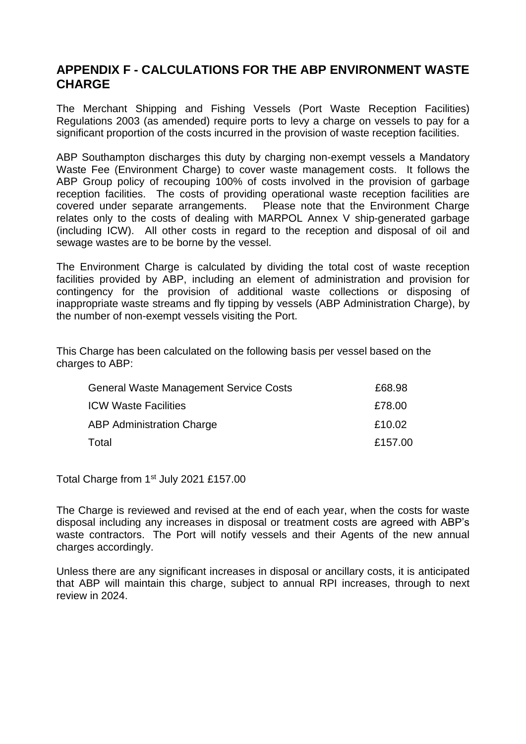## APPENDIX F - CALCULATIONS FOR THE ABP ENVIRONMENT WASTE CHARGE

The Merchant Shipping and Fishing Vessels (Port Waste Reception Facilities) Regulations 2003 (as amended) require ports to levy a charge on vessels to pay for a significant proportion of the costs incurred in the provision of waste reception facilities.

ABP Southampton discharges this duty by charging non-exempt vessels a Mandatory Waste Fee (Environment Charge) to cover waste management costs. It follows the ABP Group policy of recouping 100% of costs involved in the provision of garbage reception facilities. The costs of providing operational waste reception facilities are covered under separate arrangements. Please note that the Environment Charge relates only to the costs of dealing with MARPOL Annex V ship-generated garbage (including ICW). All other costs in regard to the reception and disposal of oil and sewage wastes are to be borne by the vessel.

The Environment Charge is calculated by dividing the total cost of waste reception facilities provided by ABP, including an element of administration and provision for contingency for the provision of additional waste collections or disposing of inappropriate waste streams and fly tipping by vessels (ABP Administration Charge), by the number of non-exempt vessels visiting the Port.

This Charge has been calculated on the following basis per vessel based on the charges to ABP:

| | |
|---|---|
| General Waste Management Service Costs | £68.98 |
| ICW Waste Facilities | £78.00 |
| ABP Administration Charge | £10.02 |
| Total | £157.00 |

Total Charge from 1st July 2021 £157.00

The Charge is reviewed and revised at the end of each year, when the costs for waste disposal including any increases in disposal or treatment costs are agreed with ABP's waste contractors. The Port will notify vessels and their Agents of the new annual charges accordingly.

Unless there are any significant increases in disposal or ancillary costs, it is anticipated that ABP will maintain this charge, subject to annual RPI increases, through to next review in 2024.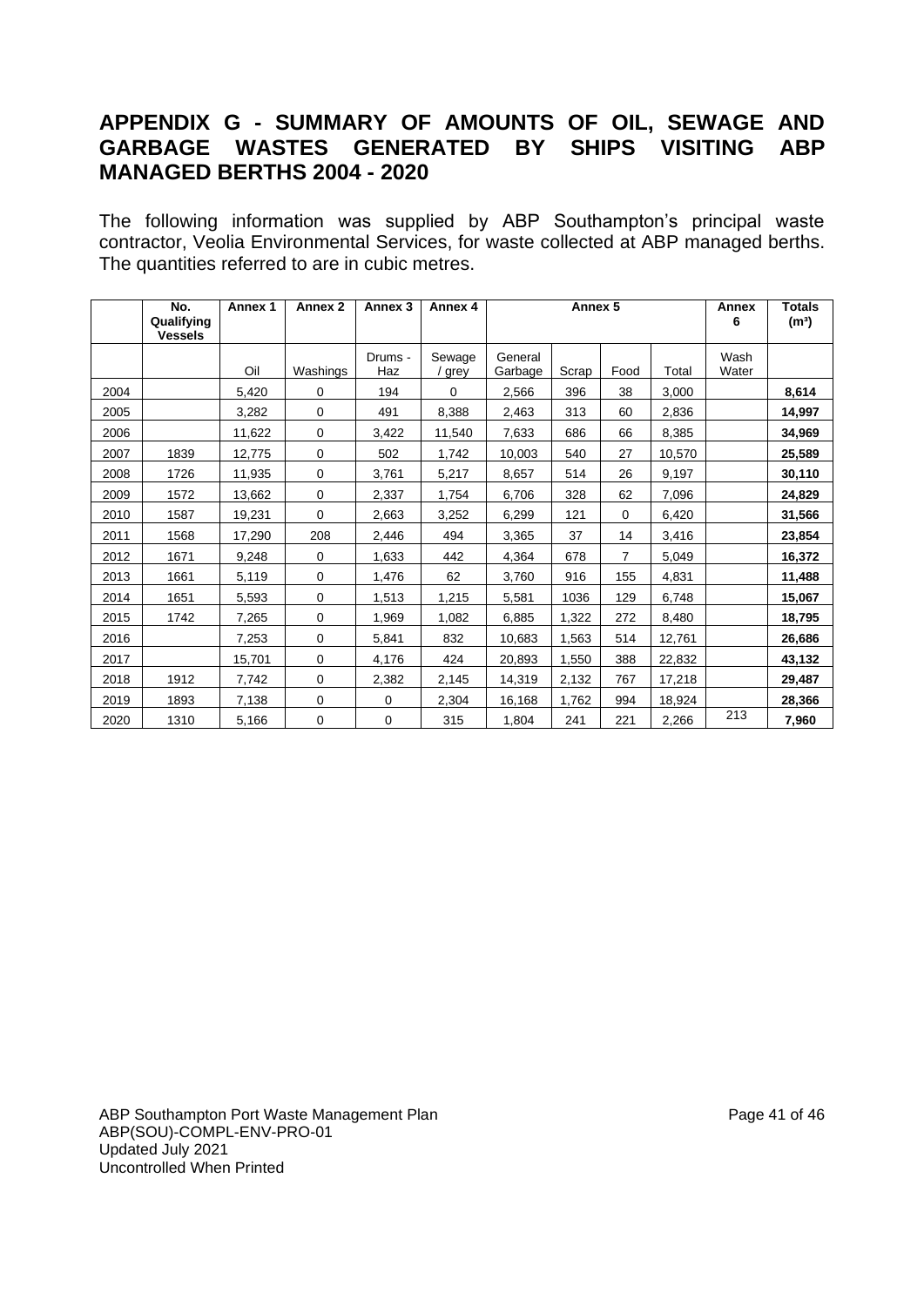## APPENDIX G - SUMMARY OF AMOUNTS OF OIL, SEWAGE AND GARBAGE WASTES GENERATED BY SHIPS VISITING ABP MANAGED BERTHS 2004 - 2020

The following information was supplied by ABP Southampton's principal waste contractor, Veolia Environmental Services, for waste collected at ABP managed berths. The quantities referred to are in cubic metres.

| | No. Qualifying Vessels | Annex 1 | Annex 2 | Annex 3 | Annex 4 | Annex 5 | | | | Annex 6 | Totals ($m^3$) |
|---|---|---|---|---|---|---|---|---|---|---|---|
| | | Oil | Washings | Drums - Haz | Sewage / grey | General Garbage | Scrap | Food | Total | Wash Water | |
| 2004 | | 5,420 | 0 | 194 | 0 | 2,566 | 396 | 38 | 3,000 | | **8,614** |
| 2005 | | 3,282 | 0 | 491 | 8,388 | 2,463 | 313 | 60 | 2,836 | | **14,997** |
| 2006 | | 11,622 | 0 | 3,422 | 11,540 | 7,633 | 686 | 66 | 8,385 | | **34,969** |
| 2007 | 1839 | 12,775 | 0 | 502 | 1,742 | 10,003 | 540 | 27 | 10,570 | | **25,589** |
| 2008 | 1726 | 11,935 | 0 | 3,761 | 5,217 | 8,657 | 514 | 26 | 9,197 | | **30,110** |
| 2009 | 1572 | 13,662 | 0 | 2,337 | 1,754 | 6,706 | 328 | 62 | 7,096 | | **24,829** |
| 2010 | 1587 | 19,231 | 0 | 2,663 | 3,252 | 6,299 | 121 | 0 | 6,420 | | **31,566** |
| 2011 | 1568 | 17,290 | 208 | 2,446 | 494 | 3,365 | 37 | 14 | 3,416 | | **23,854** |
| 2012 | 1671 | 9,248 | 0 | 1,633 | 442 | 4,364 | 678 | 7 | 5,049 | | **16,372** |
| 2013 | 1661 | 5,119 | 0 | 1,476 | 62 | 3,760 | 916 | 155 | 4,831 | | **11,488** |
| 2014 | 1651 | 5,593 | 0 | 1,513 | 1,215 | 5,581 | 1036 | 129 | 6,748 | | **15,067** |
| 2015 | 1742 | 7,265 | 0 | 1,969 | 1,082 | 6,885 | 1,322 | 272 | 8,480 | | **18,795** |
| 2016 | | 7,253 | 0 | 5,841 | 832 | 10,683 | 1,563 | 514 | 12,761 | | **26,686** |
| 2017 | | 15,701 | 0 | 4,176 | 424 | 20,893 | 1,550 | 388 | 22,832 | | **43,132** |
| 2018 | 1912 | 7,742 | 0 | 2,382 | 2,145 | 14,319 | 2,132 | 767 | 17,218 | | **29,487** |
| 2019 | 1893 | 7,138 | 0 | 0 | 2,304 | 16,168 | 1,762 | 994 | 18,924 | | **28,366** |
| 2020 | 1310 | 5,166 | 0 | 0 | 315 | 1,804 | 241 | 221 | 2,266 | 213 | **7,960** |

ABP Southampton Port Waste Management Plan
ABP(SOU)-COMPL-ENV-PRO-01
Updated July 2021
Uncontrolled When Printed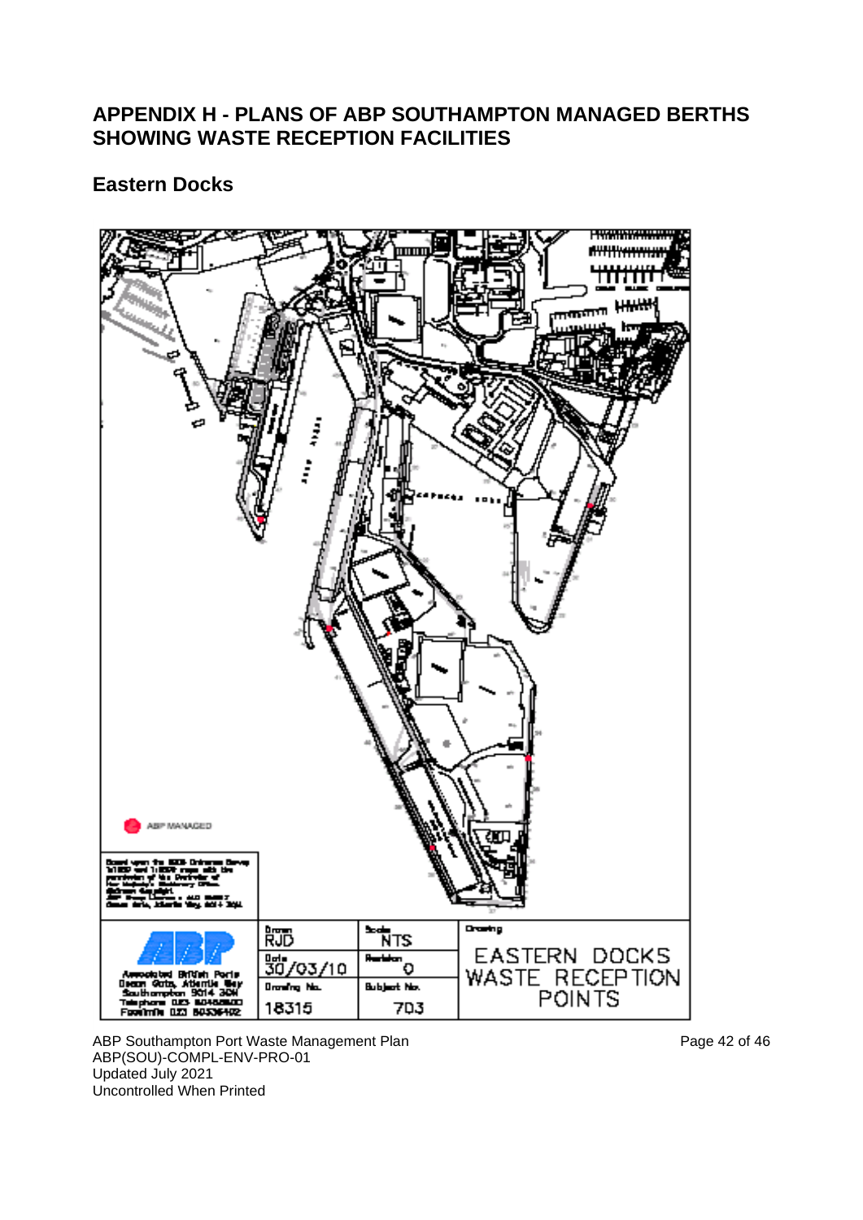# APPENDIX H - PLANS OF ABP SOUTHAMPTON MANAGED BERTHS SHOWING WASTE RECEPTION FACILITIES

## Eastern Docks

ABP MANAGED

| | Drawn RJD | Scale NTS | Drawing |
|---|---|---|---|
| Associated British Ports, Ocean Gate, Atlantic Way, Southampton SO14 3QN | Date 30/03/10 | Revision 0 | EASTERN DOCKS WASTE RECEPTION POINTS |
| | Drawing No. 18315 | Subject No. 703 | |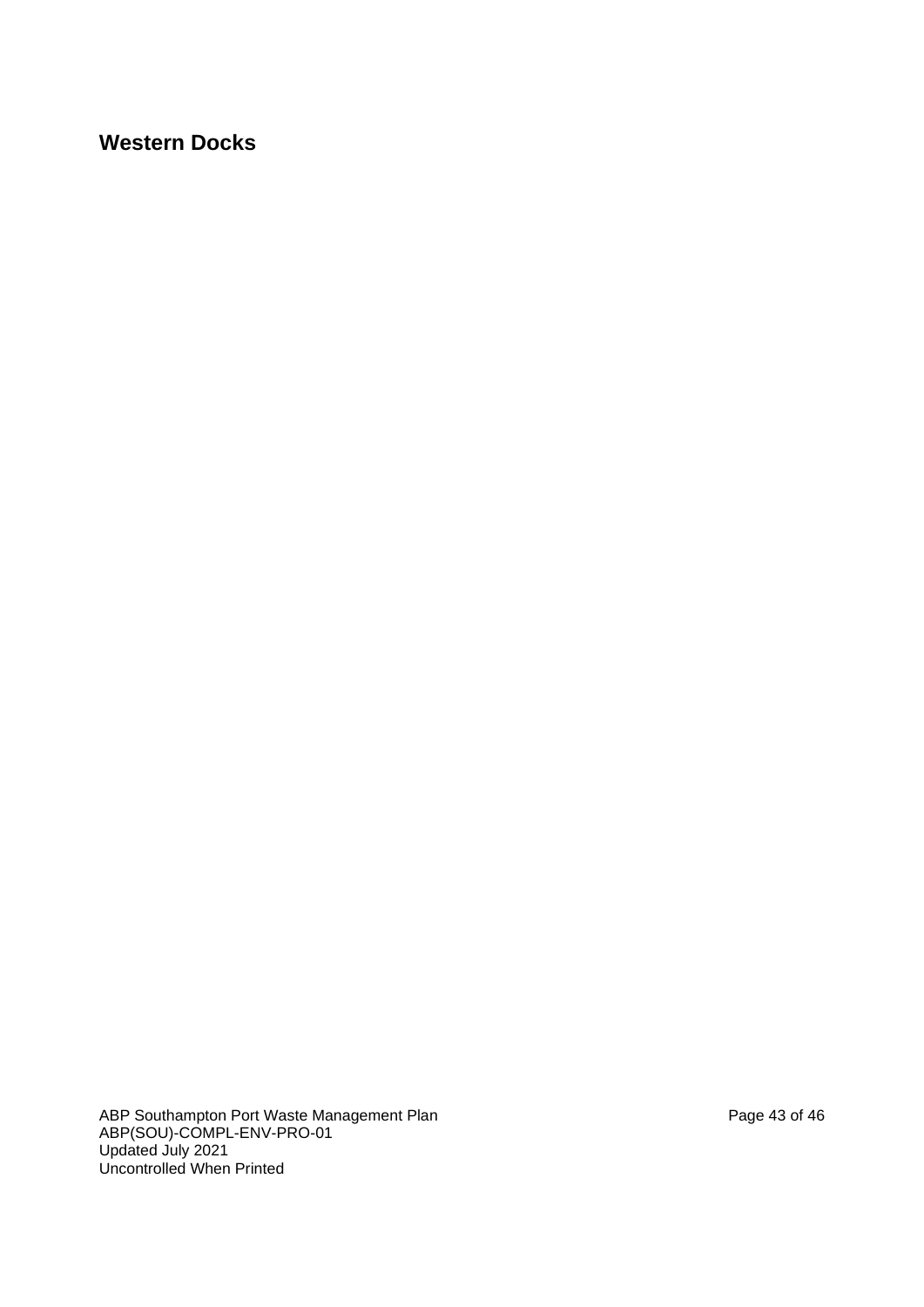## Western Docks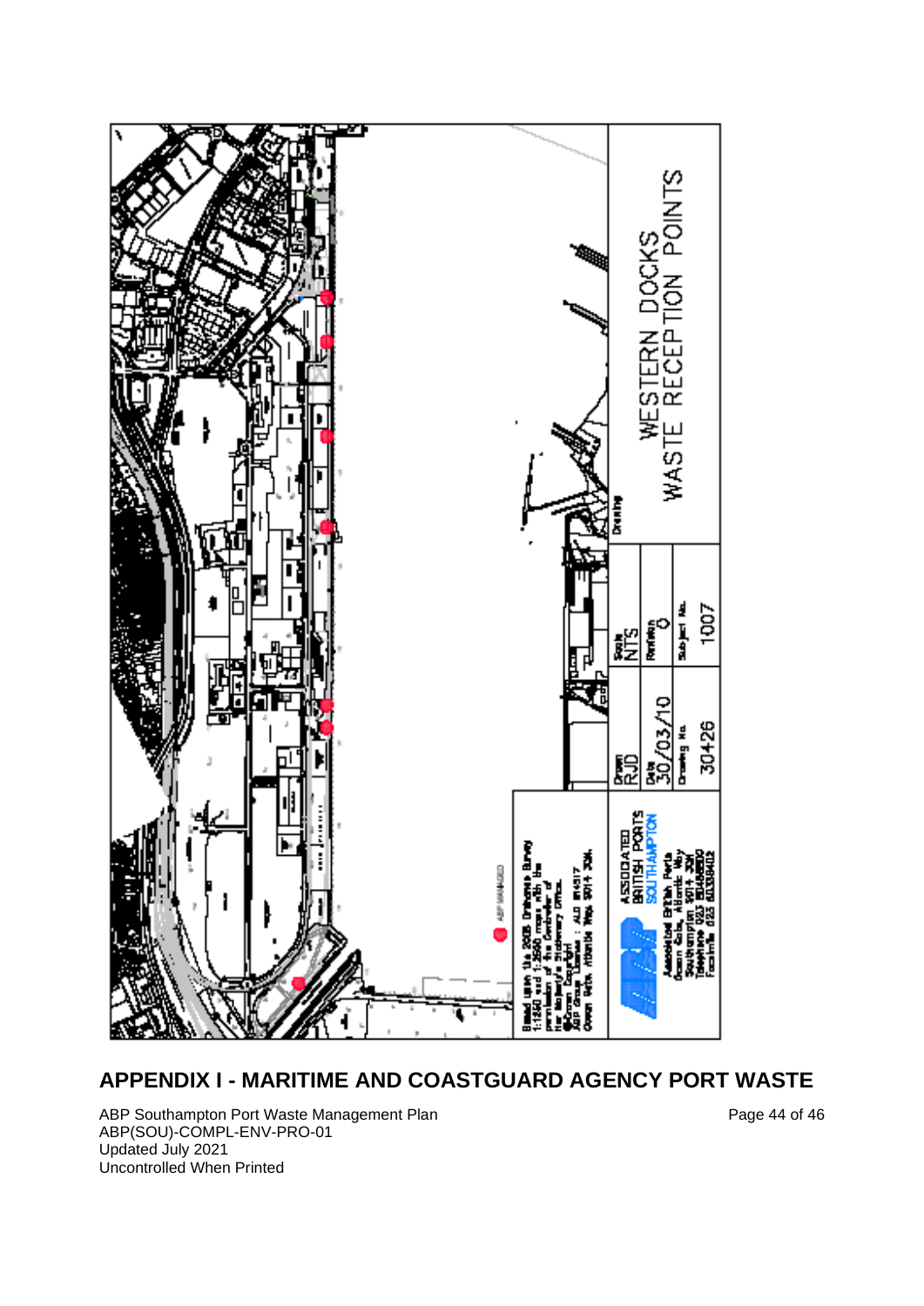WESTERN DOCKS
WASTE RECEPTION POINTS

Based upon the 2005 Ordnance Survey 1:1250 and 1:2500 maps with the permission of the Controller of Her Majesty's Stationery Office. ©Crown Copyright ABP Group Licence : AL0 814517 Ocean Gate, Atlantic Way, SO14 3QN.

ABP MANAGED

ASSOCIATED BRITISH PORTS SOUTHAMPTON

Associated British Ports
Ocean Gate, Atlantic Way
Southampton SO14 3QN
Telephone 023 80488800
Facsimile 023 80338402

| Drawn | Scale | Drawing |
|---|---|---|
| RJD | NTS | |
| Date | Revision | |
| 30/03/10 | 0 | |
| Drawing No. | Subject No. | |
| 30426 | 1007 | |

## APPENDIX I - MARITIME AND COASTGUARD AGENCY PORT WASTE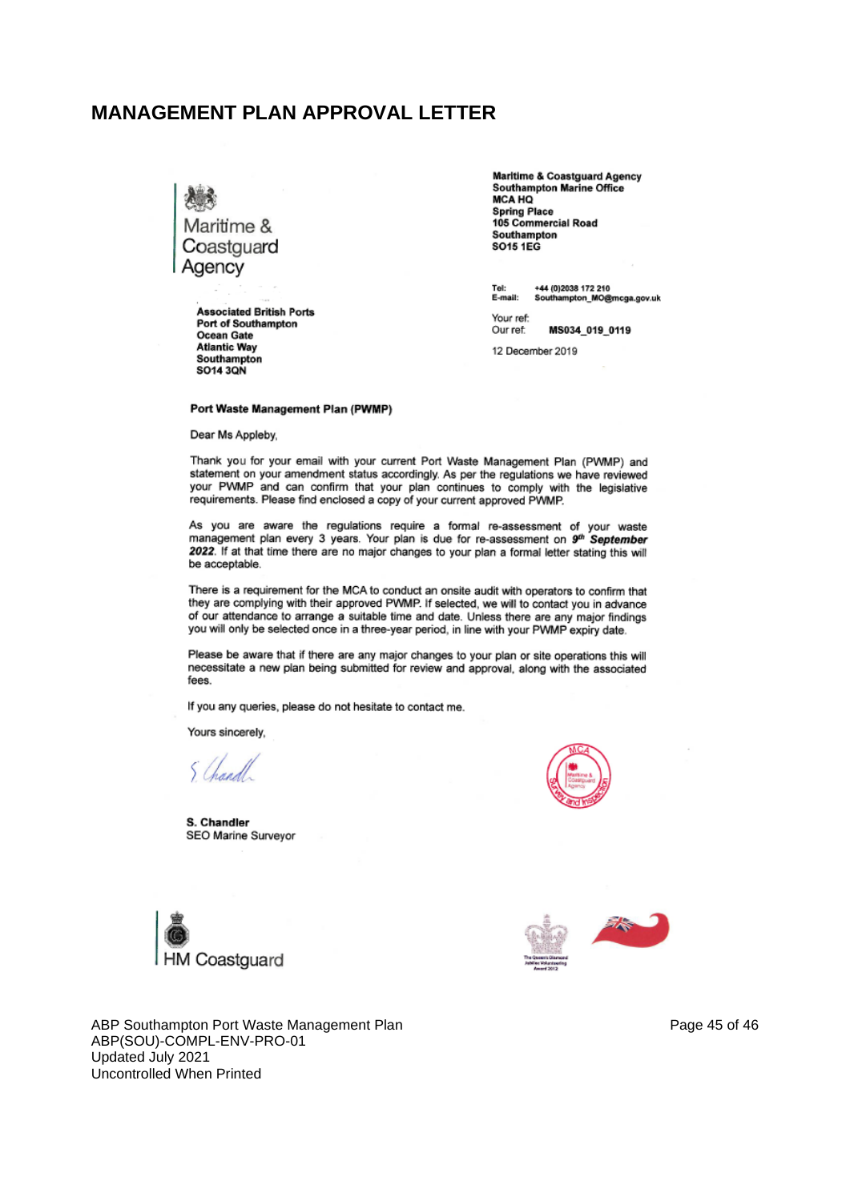# MANAGEMENT PLAN APPROVAL LETTER

Maritime & Coastguard Agency

**Maritime & Coastguard Agency**
**Southampton Marine Office**
**MCA HQ**
**Spring Place**
**105 Commercial Road**
**Southampton**
**SO15 1EG**

**Tel:** +44 (0)2038 172 210
**E-mail:** Southampton_MO@mcga.gov.uk

**Associated British Ports**
**Port of Southampton**
**Ocean Gate**
**Atlantic Way**
**Southampton**
**SO14 3QN**

Your ref:
Our ref: **MS034_019_0119**

12 December 2019

**Port Waste Management Plan (PWMP)**

Dear Ms Appleby,

Thank you for your email with your current Port Waste Management Plan (PWMP) and statement on your amendment status accordingly. As per the regulations we have reviewed your PWMP and can confirm that your plan continues to comply with the legislative requirements. Please find enclosed a copy of your current approved PWMP.

As you are aware the regulations require a formal re-assessment of your waste management plan every 3 years. Your plan is due for re-assessment on ***9th September 2022***. If at that time there are no major changes to your plan a formal letter stating this will be acceptable.

There is a requirement for the MCA to conduct an onsite audit with operators to confirm that they are complying with their approved PWMP. If selected, we will to contact you in advance of our attendance to arrange a suitable time and date. Unless there are any major findings you will only be selected once in a three-year period, in line with your PWMP expiry date.

Please be aware that if there are any major changes to your plan or site operations this will necessitate a new plan being submitted for review and approval, along with the associated fees.

If you any queries, please do not hesitate to contact me.

Yours sincerely,

S. Chandler

**S. Chandler**
SEO Marine Surveyor

HM Coastguard

ABP Southampton Port Waste Management Plan
ABP(SOU)-COMPL-ENV-PRO-01
Updated July 2021
Uncontrolled When Printed